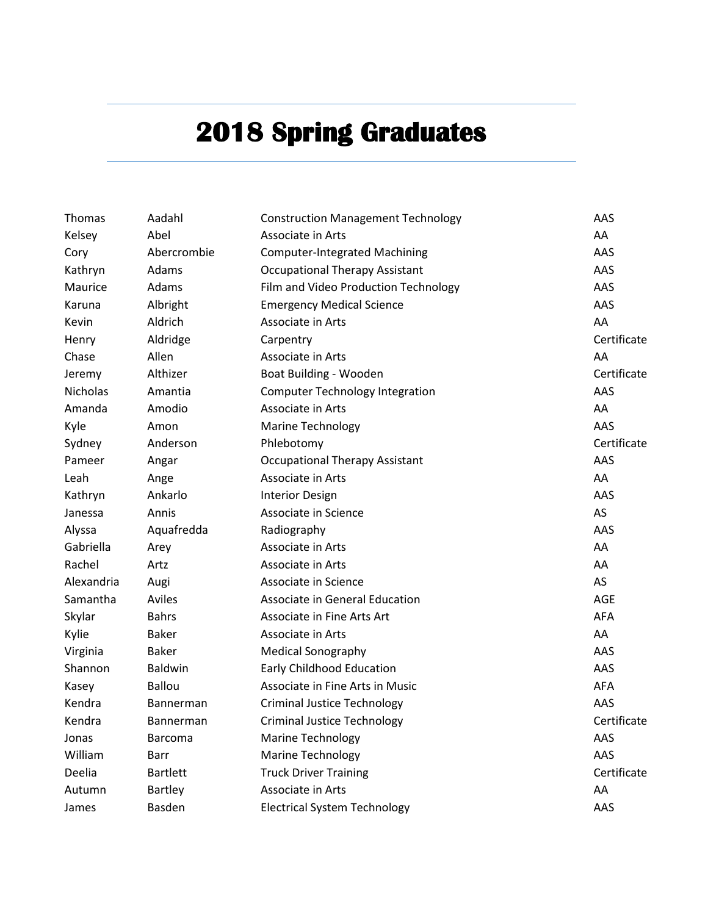# 2018 Spring Graduates

| | | | |
|---|---|---|---|
| Thomas | Aadahl | Construction Management Technology | AAS |
| Kelsey | Abel | Associate in Arts | AA |
| Cory | Abercrombie | Computer-Integrated Machining | AAS |
| Kathryn | Adams | Occupational Therapy Assistant | AAS |
| Maurice | Adams | Film and Video Production Technology | AAS |
| Karuna | Albright | Emergency Medical Science | AAS |
| Kevin | Aldrich | Associate in Arts | AA |
| Henry | Aldridge | Carpentry | Certificate |
| Chase | Allen | Associate in Arts | AA |
| Jeremy | Althizer | Boat Building - Wooden | Certificate |
| Nicholas | Amantia | Computer Technology Integration | AAS |
| Amanda | Amodio | Associate in Arts | AA |
| Kyle | Amon | Marine Technology | AAS |
| Sydney | Anderson | Phlebotomy | Certificate |
| Pameer | Angar | Occupational Therapy Assistant | AAS |
| Leah | Ange | Associate in Arts | AA |
| Kathryn | Ankarlo | Interior Design | AAS |
| Janessa | Annis | Associate in Science | AS |
| Alyssa | Aquafredda | Radiography | AAS |
| Gabriella | Arey | Associate in Arts | AA |
| Rachel | Artz | Associate in Arts | AA |
| Alexandria | Augi | Associate in Science | AS |
| Samantha | Aviles | Associate in General Education | AGE |
| Skylar | Bahrs | Associate in Fine Arts Art | AFA |
| Kylie | Baker | Associate in Arts | AA |
| Virginia | Baker | Medical Sonography | AAS |
| Shannon | Baldwin | Early Childhood Education | AAS |
| Kasey | Ballou | Associate in Fine Arts in Music | AFA |
| Kendra | Bannerman | Criminal Justice Technology | AAS |
| Kendra | Bannerman | Criminal Justice Technology | Certificate |
| Jonas | Barcoma | Marine Technology | AAS |
| William | Barr | Marine Technology | AAS |
| Deelia | Bartlett | Truck Driver Training | Certificate |
| Autumn | Bartley | Associate in Arts | AA |
| James | Basden | Electrical System Technology | AAS |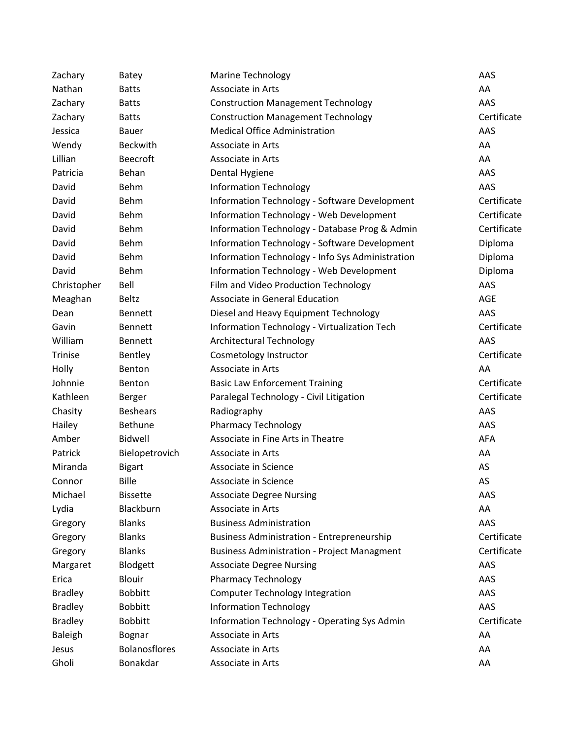| | | | |
|---|---|---|---|
| Zachary | Batey | Marine Technology | AAS |
| Nathan | Batts | Associate in Arts | AA |
| Zachary | Batts | Construction Management Technology | AAS |
| Zachary | Batts | Construction Management Technology | Certificate |
| Jessica | Bauer | Medical Office Administration | AAS |
| Wendy | Beckwith | Associate in Arts | AA |
| Lillian | Beecroft | Associate in Arts | AA |
| Patricia | Behan | Dental Hygiene | AAS |
| David | Behm | Information Technology | AAS |
| David | Behm | Information Technology - Software Development | Certificate |
| David | Behm | Information Technology - Web Development | Certificate |
| David | Behm | Information Technology - Database Prog & Admin | Certificate |
| David | Behm | Information Technology - Software Development | Diploma |
| David | Behm | Information Technology - Info Sys Administration | Diploma |
| David | Behm | Information Technology - Web Development | Diploma |
| Christopher | Bell | Film and Video Production Technology | AAS |
| Meaghan | Beltz | Associate in General Education | AGE |
| Dean | Bennett | Diesel and Heavy Equipment Technology | AAS |
| Gavin | Bennett | Information Technology - Virtualization Tech | Certificate |
| William | Bennett | Architectural Technology | AAS |
| Trinise | Bentley | Cosmetology Instructor | Certificate |
| Holly | Benton | Associate in Arts | AA |
| Johnnie | Benton | Basic Law Enforcement Training | Certificate |
| Kathleen | Berger | Paralegal Technology - Civil Litigation | Certificate |
| Chasity | Beshears | Radiography | AAS |
| Hailey | Bethune | Pharmacy Technology | AAS |
| Amber | Bidwell | Associate in Fine Arts in Theatre | AFA |
| Patrick | Bielopetrovich | Associate in Arts | AA |
| Miranda | Bigart | Associate in Science | AS |
| Connor | Bille | Associate in Science | AS |
| Michael | Bissette | Associate Degree Nursing | AAS |
| Lydia | Blackburn | Associate in Arts | AA |
| Gregory | Blanks | Business Administration | AAS |
| Gregory | Blanks | Business Administration - Entrepreneurship | Certificate |
| Gregory | Blanks | Business Administration - Project Managment | Certificate |
| Margaret | Blodgett | Associate Degree Nursing | AAS |
| Erica | Blouir | Pharmacy Technology | AAS |
| Bradley | Bobbitt | Computer Technology Integration | AAS |
| Bradley | Bobbitt | Information Technology | AAS |
| Bradley | Bobbitt | Information Technology - Operating Sys Admin | Certificate |
| Baleigh | Bognar | Associate in Arts | AA |
| Jesus | Bolanosflores | Associate in Arts | AA |
| Gholi | Bonakdar | Associate in Arts | AA |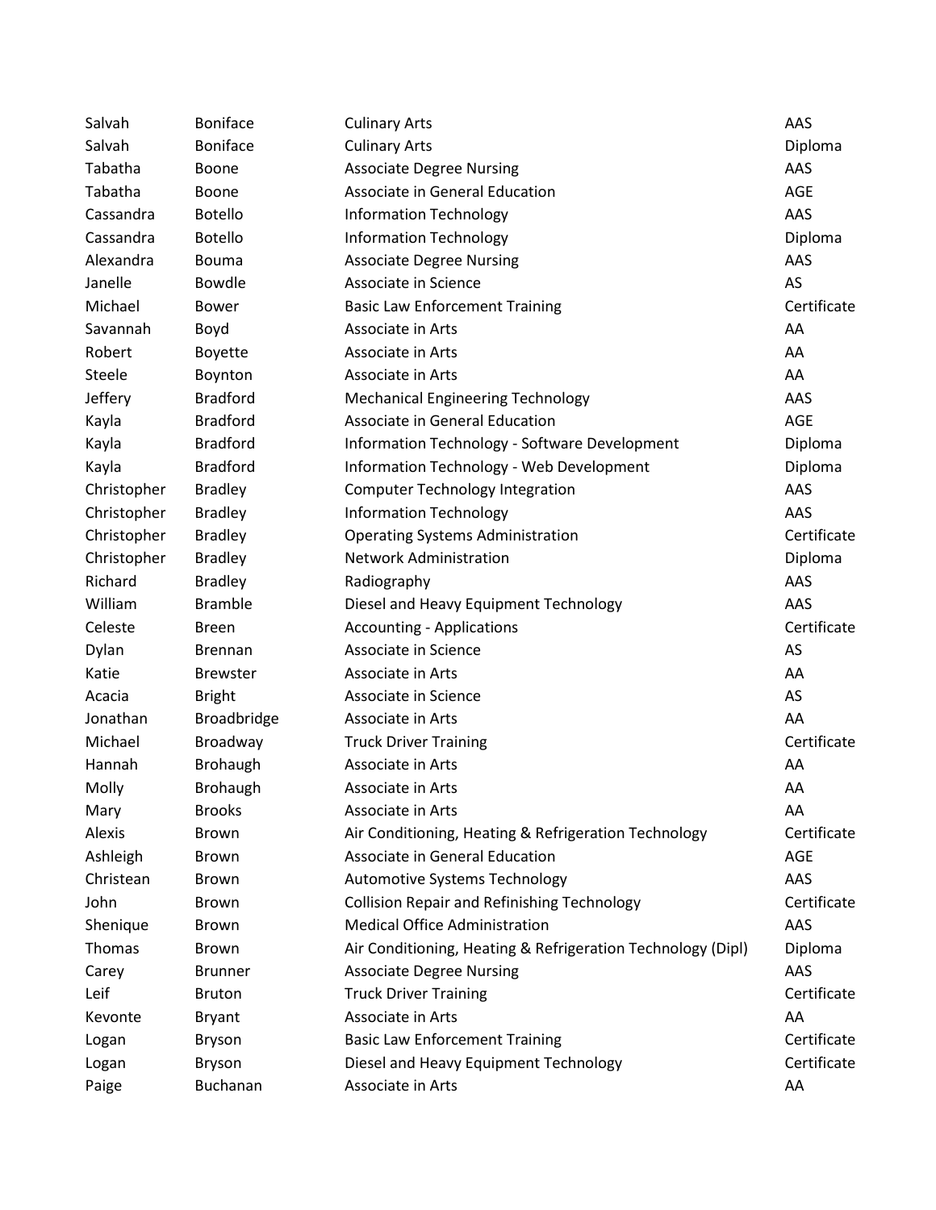| | | | |
|---|---|---|---|
| Salvah | Boniface | Culinary Arts | AAS |
| Salvah | Boniface | Culinary Arts | Diploma |
| Tabatha | Boone | Associate Degree Nursing | AAS |
| Tabatha | Boone | Associate in General Education | AGE |
| Cassandra | Botello | Information Technology | AAS |
| Cassandra | Botello | Information Technology | Diploma |
| Alexandra | Bouma | Associate Degree Nursing | AAS |
| Janelle | Bowdle | Associate in Science | AS |
| Michael | Bower | Basic Law Enforcement Training | Certificate |
| Savannah | Boyd | Associate in Arts | AA |
| Robert | Boyette | Associate in Arts | AA |
| Steele | Boynton | Associate in Arts | AA |
| Jeffery | Bradford | Mechanical Engineering Technology | AAS |
| Kayla | Bradford | Associate in General Education | AGE |
| Kayla | Bradford | Information Technology - Software Development | Diploma |
| Kayla | Bradford | Information Technology - Web Development | Diploma |
| Christopher | Bradley | Computer Technology Integration | AAS |
| Christopher | Bradley | Information Technology | AAS |
| Christopher | Bradley | Operating Systems Administration | Certificate |
| Christopher | Bradley | Network Administration | Diploma |
| Richard | Bradley | Radiography | AAS |
| William | Bramble | Diesel and Heavy Equipment Technology | AAS |
| Celeste | Breen | Accounting - Applications | Certificate |
| Dylan | Brennan | Associate in Science | AS |
| Katie | Brewster | Associate in Arts | AA |
| Acacia | Bright | Associate in Science | AS |
| Jonathan | Broadbridge | Associate in Arts | AA |
| Michael | Broadway | Truck Driver Training | Certificate |
| Hannah | Brohaugh | Associate in Arts | AA |
| Molly | Brohaugh | Associate in Arts | AA |
| Mary | Brooks | Associate in Arts | AA |
| Alexis | Brown | Air Conditioning, Heating & Refrigeration Technology | Certificate |
| Ashleigh | Brown | Associate in General Education | AGE |
| Christean | Brown | Automotive Systems Technology | AAS |
| John | Brown | Collision Repair and Refinishing Technology | Certificate |
| Shenique | Brown | Medical Office Administration | AAS |
| Thomas | Brown | Air Conditioning, Heating & Refrigeration Technology (Dipl) | Diploma |
| Carey | Brunner | Associate Degree Nursing | AAS |
| Leif | Bruton | Truck Driver Training | Certificate |
| Kevonte | Bryant | Associate in Arts | AA |
| Logan | Bryson | Basic Law Enforcement Training | Certificate |
| Logan | Bryson | Diesel and Heavy Equipment Technology | Certificate |
| Paige | Buchanan | Associate in Arts | AA |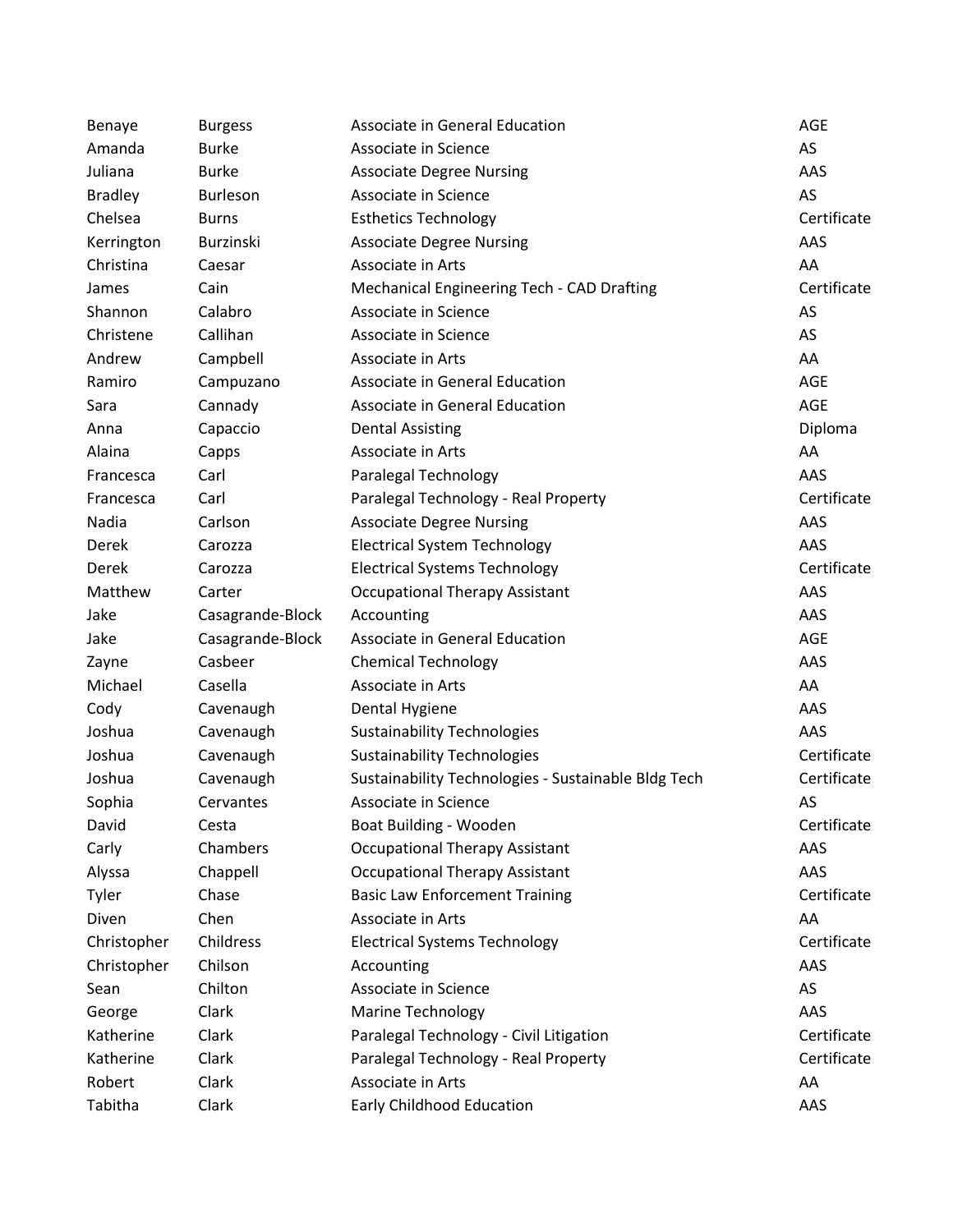| | | | |
|---|---|---|---|
| Benaye | Burgess | Associate in General Education | AGE |
| Amanda | Burke | Associate in Science | AS |
| Juliana | Burke | Associate Degree Nursing | AAS |
| Bradley | Burleson | Associate in Science | AS |
| Chelsea | Burns | Esthetics Technology | Certificate |
| Kerrington | Burzinski | Associate Degree Nursing | AAS |
| Christina | Caesar | Associate in Arts | AA |
| James | Cain | Mechanical Engineering Tech - CAD Drafting | Certificate |
| Shannon | Calabro | Associate in Science | AS |
| Christene | Callihan | Associate in Science | AS |
| Andrew | Campbell | Associate in Arts | AA |
| Ramiro | Campuzano | Associate in General Education | AGE |
| Sara | Cannady | Associate in General Education | AGE |
| Anna | Capaccio | Dental Assisting | Diploma |
| Alaina | Capps | Associate in Arts | AA |
| Francesca | Carl | Paralegal Technology | AAS |
| Francesca | Carl | Paralegal Technology - Real Property | Certificate |
| Nadia | Carlson | Associate Degree Nursing | AAS |
| Derek | Carozza | Electrical System Technology | AAS |
| Derek | Carozza | Electrical Systems Technology | Certificate |
| Matthew | Carter | Occupational Therapy Assistant | AAS |
| Jake | Casagrande-Block | Accounting | AAS |
| Jake | Casagrande-Block | Associate in General Education | AGE |
| Zayne | Casbeer | Chemical Technology | AAS |
| Michael | Casella | Associate in Arts | AA |
| Cody | Cavenaugh | Dental Hygiene | AAS |
| Joshua | Cavenaugh | Sustainability Technologies | AAS |
| Joshua | Cavenaugh | Sustainability Technologies | Certificate |
| Joshua | Cavenaugh | Sustainability Technologies - Sustainable Bldg Tech | Certificate |
| Sophia | Cervantes | Associate in Science | AS |
| David | Cesta | Boat Building - Wooden | Certificate |
| Carly | Chambers | Occupational Therapy Assistant | AAS |
| Alyssa | Chappell | Occupational Therapy Assistant | AAS |
| Tyler | Chase | Basic Law Enforcement Training | Certificate |
| Diven | Chen | Associate in Arts | AA |
| Christopher | Childress | Electrical Systems Technology | Certificate |
| Christopher | Chilson | Accounting | AAS |
| Sean | Chilton | Associate in Science | AS |
| George | Clark | Marine Technology | AAS |
| Katherine | Clark | Paralegal Technology - Civil Litigation | Certificate |
| Katherine | Clark | Paralegal Technology - Real Property | Certificate |
| Robert | Clark | Associate in Arts | AA |
| Tabitha | Clark | Early Childhood Education | AAS |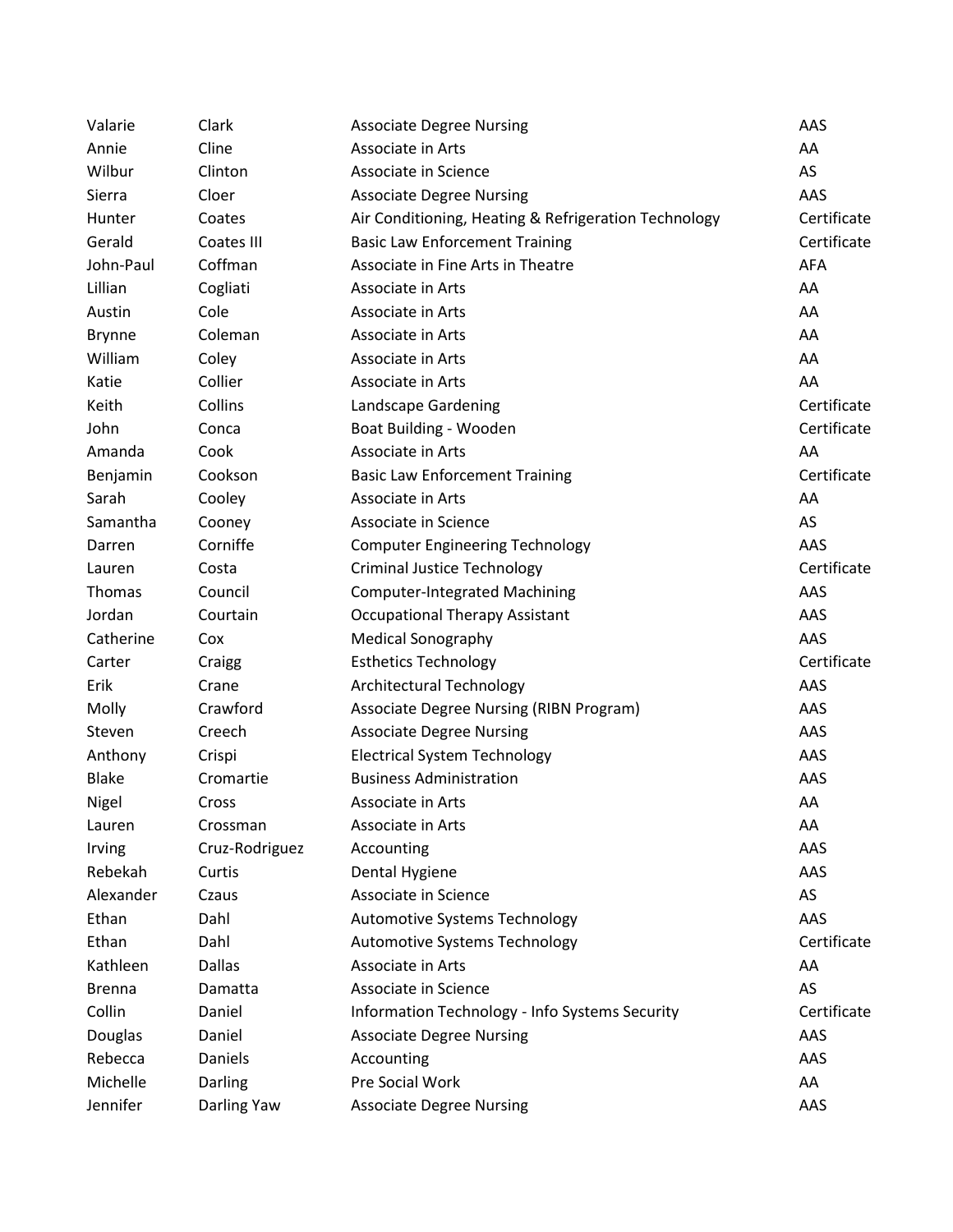| | | | |
|---|---|---|---|
| Valarie | Clark | Associate Degree Nursing | AAS |
| Annie | Cline | Associate in Arts | AA |
| Wilbur | Clinton | Associate in Science | AS |
| Sierra | Cloer | Associate Degree Nursing | AAS |
| Hunter | Coates | Air Conditioning, Heating & Refrigeration Technology | Certificate |
| Gerald | Coates III | Basic Law Enforcement Training | Certificate |
| John-Paul | Coffman | Associate in Fine Arts in Theatre | AFA |
| Lillian | Cogliati | Associate in Arts | AA |
| Austin | Cole | Associate in Arts | AA |
| Brynne | Coleman | Associate in Arts | AA |
| William | Coley | Associate in Arts | AA |
| Katie | Collier | Associate in Arts | AA |
| Keith | Collins | Landscape Gardening | Certificate |
| John | Conca | Boat Building - Wooden | Certificate |
| Amanda | Cook | Associate in Arts | AA |
| Benjamin | Cookson | Basic Law Enforcement Training | Certificate |
| Sarah | Cooley | Associate in Arts | AA |
| Samantha | Cooney | Associate in Science | AS |
| Darren | Corniffe | Computer Engineering Technology | AAS |
| Lauren | Costa | Criminal Justice Technology | Certificate |
| Thomas | Council | Computer-Integrated Machining | AAS |
| Jordan | Courtain | Occupational Therapy Assistant | AAS |
| Catherine | Cox | Medical Sonography | AAS |
| Carter | Craigg | Esthetics Technology | Certificate |
| Erik | Crane | Architectural Technology | AAS |
| Molly | Crawford | Associate Degree Nursing (RIBN Program) | AAS |
| Steven | Creech | Associate Degree Nursing | AAS |
| Anthony | Crispi | Electrical System Technology | AAS |
| Blake | Cromartie | Business Administration | AAS |
| Nigel | Cross | Associate in Arts | AA |
| Lauren | Crossman | Associate in Arts | AA |
| Irving | Cruz-Rodriguez | Accounting | AAS |
| Rebekah | Curtis | Dental Hygiene | AAS |
| Alexander | Czaus | Associate in Science | AS |
| Ethan | Dahl | Automotive Systems Technology | AAS |
| Ethan | Dahl | Automotive Systems Technology | Certificate |
| Kathleen | Dallas | Associate in Arts | AA |
| Brenna | Damatta | Associate in Science | AS |
| Collin | Daniel | Information Technology - Info Systems Security | Certificate |
| Douglas | Daniel | Associate Degree Nursing | AAS |
| Rebecca | Daniels | Accounting | AAS |
| Michelle | Darling | Pre Social Work | AA |
| Jennifer | Darling Yaw | Associate Degree Nursing | AAS |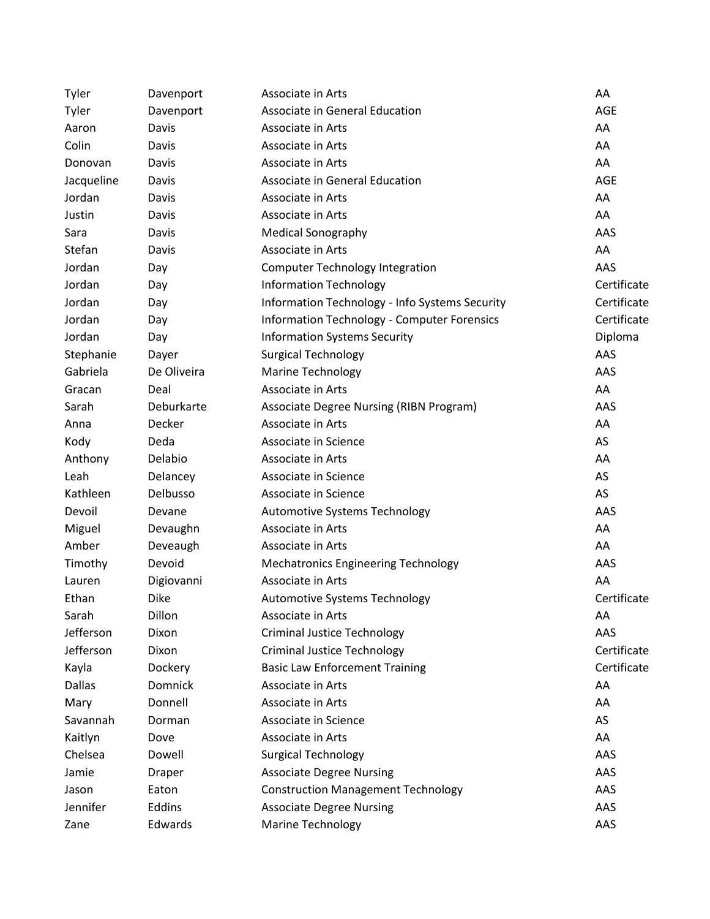| | | | |
|---|---|---|---|
| Tyler | Davenport | Associate in Arts | AA |
| Tyler | Davenport | Associate in General Education | AGE |
| Aaron | Davis | Associate in Arts | AA |
| Colin | Davis | Associate in Arts | AA |
| Donovan | Davis | Associate in Arts | AA |
| Jacqueline | Davis | Associate in General Education | AGE |
| Jordan | Davis | Associate in Arts | AA |
| Justin | Davis | Associate in Arts | AA |
| Sara | Davis | Medical Sonography | AAS |
| Stefan | Davis | Associate in Arts | AA |
| Jordan | Day | Computer Technology Integration | AAS |
| Jordan | Day | Information Technology | Certificate |
| Jordan | Day | Information Technology - Info Systems Security | Certificate |
| Jordan | Day | Information Technology - Computer Forensics | Certificate |
| Jordan | Day | Information Systems Security | Diploma |
| Stephanie | Dayer | Surgical Technology | AAS |
| Gabriela | De Oliveira | Marine Technology | AAS |
| Gracan | Deal | Associate in Arts | AA |
| Sarah | Deburkarte | Associate Degree Nursing (RIBN Program) | AAS |
| Anna | Decker | Associate in Arts | AA |
| Kody | Deda | Associate in Science | AS |
| Anthony | Delabio | Associate in Arts | AA |
| Leah | Delancey | Associate in Science | AS |
| Kathleen | Delbusso | Associate in Science | AS |
| Devoil | Devane | Automotive Systems Technology | AAS |
| Miguel | Devaughn | Associate in Arts | AA |
| Amber | Deveaugh | Associate in Arts | AA |
| Timothy | Devoid | Mechatronics Engineering Technology | AAS |
| Lauren | Digiovanni | Associate in Arts | AA |
| Ethan | Dike | Automotive Systems Technology | Certificate |
| Sarah | Dillon | Associate in Arts | AA |
| Jefferson | Dixon | Criminal Justice Technology | AAS |
| Jefferson | Dixon | Criminal Justice Technology | Certificate |
| Kayla | Dockery | Basic Law Enforcement Training | Certificate |
| Dallas | Domnick | Associate in Arts | AA |
| Mary | Donnell | Associate in Arts | AA |
| Savannah | Dorman | Associate in Science | AS |
| Kaitlyn | Dove | Associate in Arts | AA |
| Chelsea | Dowell | Surgical Technology | AAS |
| Jamie | Draper | Associate Degree Nursing | AAS |
| Jason | Eaton | Construction Management Technology | AAS |
| Jennifer | Eddins | Associate Degree Nursing | AAS |
| Zane | Edwards | Marine Technology | AAS |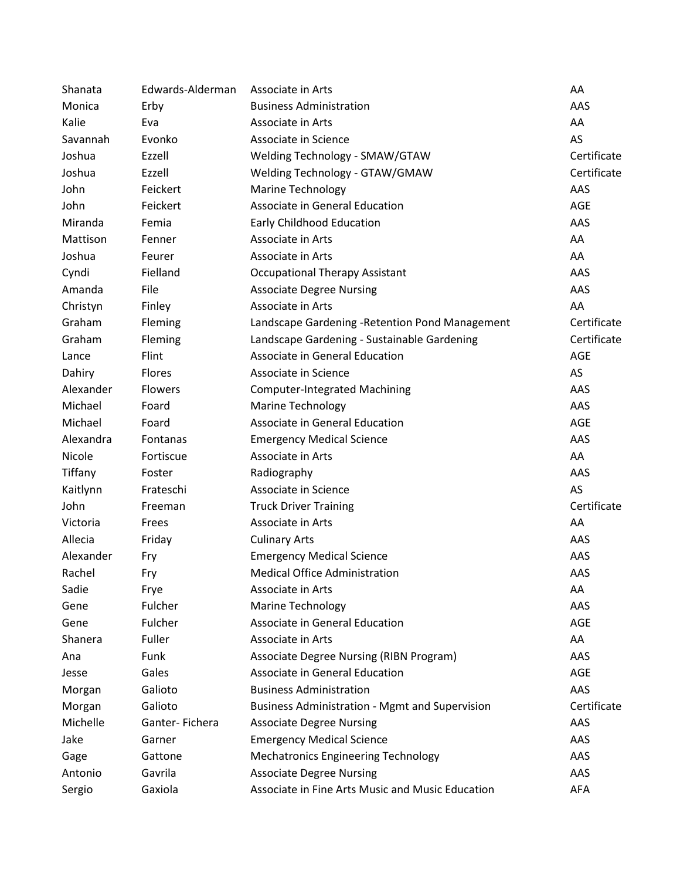| | | | |
|---|---|---|---|
| Shanata | Edwards-Alderman | Associate in Arts | AA |
| Monica | Erby | Business Administration | AAS |
| Kalie | Eva | Associate in Arts | AA |
| Savannah | Evonko | Associate in Science | AS |
| Joshua | Ezzell | Welding Technology - SMAW/GTAW | Certificate |
| Joshua | Ezzell | Welding Technology - GTAW/GMAW | Certificate |
| John | Feickert | Marine Technology | AAS |
| John | Feickert | Associate in General Education | AGE |
| Miranda | Femia | Early Childhood Education | AAS |
| Mattison | Fenner | Associate in Arts | AA |
| Joshua | Feurer | Associate in Arts | AA |
| Cyndi | Fielland | Occupational Therapy Assistant | AAS |
| Amanda | File | Associate Degree Nursing | AAS |
| Christyn | Finley | Associate in Arts | AA |
| Graham | Fleming | Landscape Gardening -Retention Pond Management | Certificate |
| Graham | Fleming | Landscape Gardening - Sustainable Gardening | Certificate |
| Lance | Flint | Associate in General Education | AGE |
| Dahiry | Flores | Associate in Science | AS |
| Alexander | Flowers | Computer-Integrated Machining | AAS |
| Michael | Foard | Marine Technology | AAS |
| Michael | Foard | Associate in General Education | AGE |
| Alexandra | Fontanas | Emergency Medical Science | AAS |
| Nicole | Fortiscue | Associate in Arts | AA |
| Tiffany | Foster | Radiography | AAS |
| Kaitlynn | Frateschi | Associate in Science | AS |
| John | Freeman | Truck Driver Training | Certificate |
| Victoria | Frees | Associate in Arts | AA |
| Allecia | Friday | Culinary Arts | AAS |
| Alexander | Fry | Emergency Medical Science | AAS |
| Rachel | Fry | Medical Office Administration | AAS |
| Sadie | Frye | Associate in Arts | AA |
| Gene | Fulcher | Marine Technology | AAS |
| Gene | Fulcher | Associate in General Education | AGE |
| Shanera | Fuller | Associate in Arts | AA |
| Ana | Funk | Associate Degree Nursing (RIBN Program) | AAS |
| Jesse | Gales | Associate in General Education | AGE |
| Morgan | Galioto | Business Administration | AAS |
| Morgan | Galioto | Business Administration - Mgmt and Supervision | Certificate |
| Michelle | Ganter- Fichera | Associate Degree Nursing | AAS |
| Jake | Garner | Emergency Medical Science | AAS |
| Gage | Gattone | Mechatronics Engineering Technology | AAS |
| Antonio | Gavrila | Associate Degree Nursing | AAS |
| Sergio | Gaxiola | Associate in Fine Arts Music and Music Education | AFA |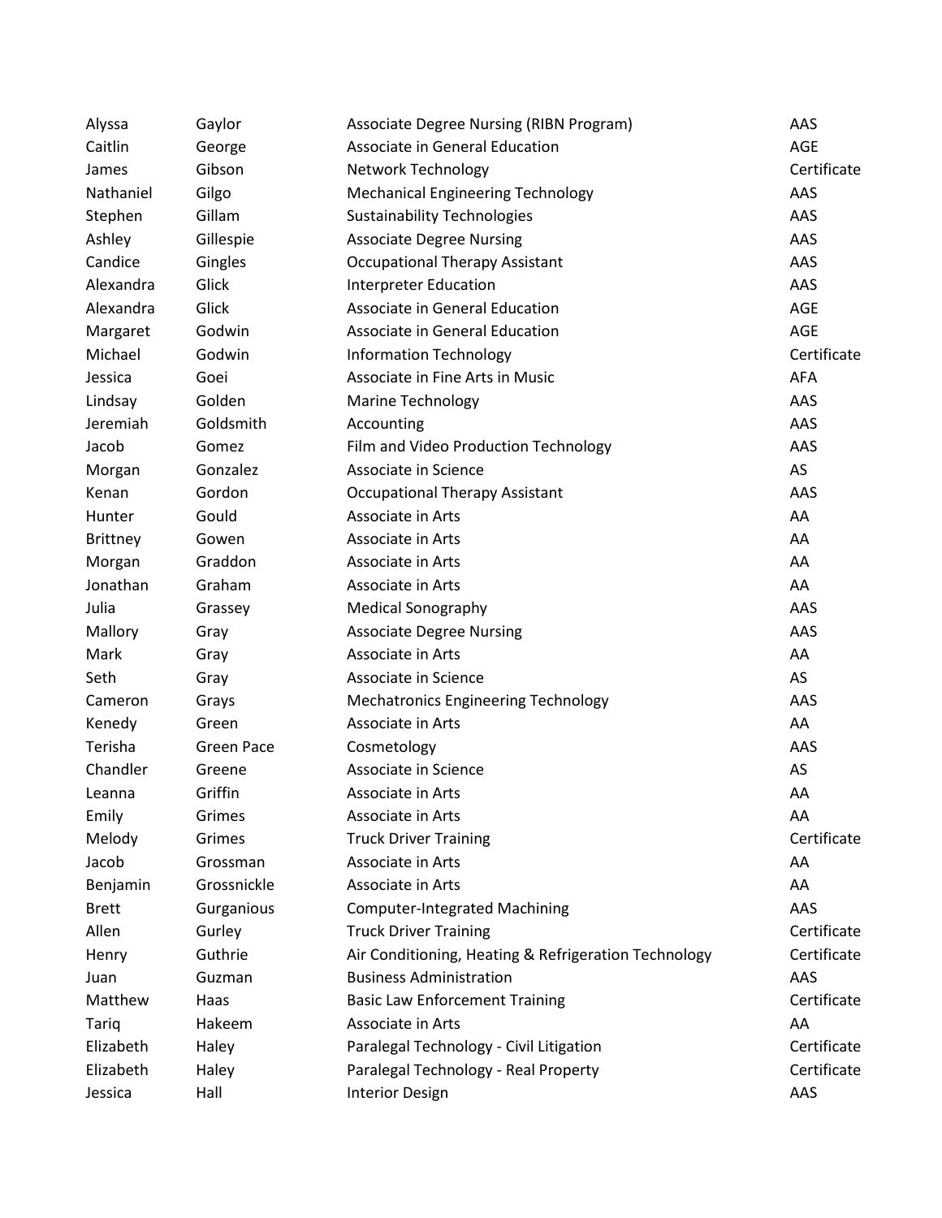| | | | |
|---|---|---|---|
| Alyssa | Gaylor | Associate Degree Nursing (RIBN Program) | AAS |
| Caitlin | George | Associate in General Education | AGE |
| James | Gibson | Network Technology | Certificate |
| Nathaniel | Gilgo | Mechanical Engineering Technology | AAS |
| Stephen | Gillam | Sustainability Technologies | AAS |
| Ashley | Gillespie | Associate Degree Nursing | AAS |
| Candice | Gingles | Occupational Therapy Assistant | AAS |
| Alexandra | Glick | Interpreter Education | AAS |
| Alexandra | Glick | Associate in General Education | AGE |
| Margaret | Godwin | Associate in General Education | AGE |
| Michael | Godwin | Information Technology | Certificate |
| Jessica | Goei | Associate in Fine Arts in Music | AFA |
| Lindsay | Golden | Marine Technology | AAS |
| Jeremiah | Goldsmith | Accounting | AAS |
| Jacob | Gomez | Film and Video Production Technology | AAS |
| Morgan | Gonzalez | Associate in Science | AS |
| Kenan | Gordon | Occupational Therapy Assistant | AAS |
| Hunter | Gould | Associate in Arts | AA |
| Brittney | Gowen | Associate in Arts | AA |
| Morgan | Graddon | Associate in Arts | AA |
| Jonathan | Graham | Associate in Arts | AA |
| Julia | Grassey | Medical Sonography | AAS |
| Mallory | Gray | Associate Degree Nursing | AAS |
| Mark | Gray | Associate in Arts | AA |
| Seth | Gray | Associate in Science | AS |
| Cameron | Grays | Mechatronics Engineering Technology | AAS |
| Kenedy | Green | Associate in Arts | AA |
| Terisha | Green Pace | Cosmetology | AAS |
| Chandler | Greene | Associate in Science | AS |
| Leanna | Griffin | Associate in Arts | AA |
| Emily | Grimes | Associate in Arts | AA |
| Melody | Grimes | Truck Driver Training | Certificate |
| Jacob | Grossman | Associate in Arts | AA |
| Benjamin | Grossnickle | Associate in Arts | AA |
| Brett | Gurganious | Computer-Integrated Machining | AAS |
| Allen | Gurley | Truck Driver Training | Certificate |
| Henry | Guthrie | Air Conditioning, Heating & Refrigeration Technology | Certificate |
| Juan | Guzman | Business Administration | AAS |
| Matthew | Haas | Basic Law Enforcement Training | Certificate |
| Tariq | Hakeem | Associate in Arts | AA |
| Elizabeth | Haley | Paralegal Technology - Civil Litigation | Certificate |
| Elizabeth | Haley | Paralegal Technology - Real Property | Certificate |
| Jessica | Hall | Interior Design | AAS |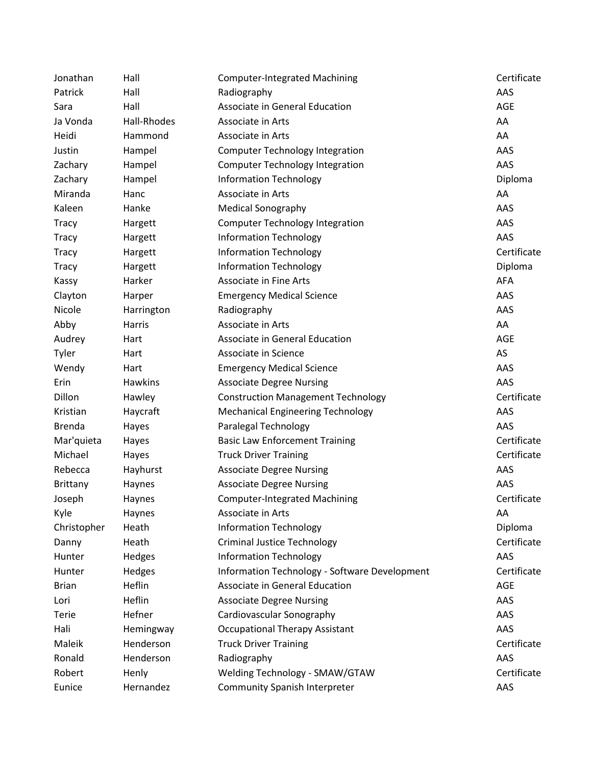| | | | |
|---|---|---|---|
| Jonathan | Hall | Computer-Integrated Machining | Certificate |
| Patrick | Hall | Radiography | AAS |
| Sara | Hall | Associate in General Education | AGE |
| Ja Vonda | Hall-Rhodes | Associate in Arts | AA |
| Heidi | Hammond | Associate in Arts | AA |
| Justin | Hampel | Computer Technology Integration | AAS |
| Zachary | Hampel | Computer Technology Integration | AAS |
| Zachary | Hampel | Information Technology | Diploma |
| Miranda | Hanc | Associate in Arts | AA |
| Kaleen | Hanke | Medical Sonography | AAS |
| Tracy | Hargett | Computer Technology Integration | AAS |
| Tracy | Hargett | Information Technology | AAS |
| Tracy | Hargett | Information Technology | Certificate |
| Tracy | Hargett | Information Technology | Diploma |
| Kassy | Harker | Associate in Fine Arts | AFA |
| Clayton | Harper | Emergency Medical Science | AAS |
| Nicole | Harrington | Radiography | AAS |
| Abby | Harris | Associate in Arts | AA |
| Audrey | Hart | Associate in General Education | AGE |
| Tyler | Hart | Associate in Science | AS |
| Wendy | Hart | Emergency Medical Science | AAS |
| Erin | Hawkins | Associate Degree Nursing | AAS |
| Dillon | Hawley | Construction Management Technology | Certificate |
| Kristian | Haycraft | Mechanical Engineering Technology | AAS |
| Brenda | Hayes | Paralegal Technology | AAS |
| Mar'quieta | Hayes | Basic Law Enforcement Training | Certificate |
| Michael | Hayes | Truck Driver Training | Certificate |
| Rebecca | Hayhurst | Associate Degree Nursing | AAS |
| Brittany | Haynes | Associate Degree Nursing | AAS |
| Joseph | Haynes | Computer-Integrated Machining | Certificate |
| Kyle | Haynes | Associate in Arts | AA |
| Christopher | Heath | Information Technology | Diploma |
| Danny | Heath | Criminal Justice Technology | Certificate |
| Hunter | Hedges | Information Technology | AAS |
| Hunter | Hedges | Information Technology - Software Development | Certificate |
| Brian | Heflin | Associate in General Education | AGE |
| Lori | Heflin | Associate Degree Nursing | AAS |
| Terie | Hefner | Cardiovascular Sonography | AAS |
| Hali | Hemingway | Occupational Therapy Assistant | AAS |
| Maleik | Henderson | Truck Driver Training | Certificate |
| Ronald | Henderson | Radiography | AAS |
| Robert | Henly | Welding Technology - SMAW/GTAW | Certificate |
| Eunice | Hernandez | Community Spanish Interpreter | AAS |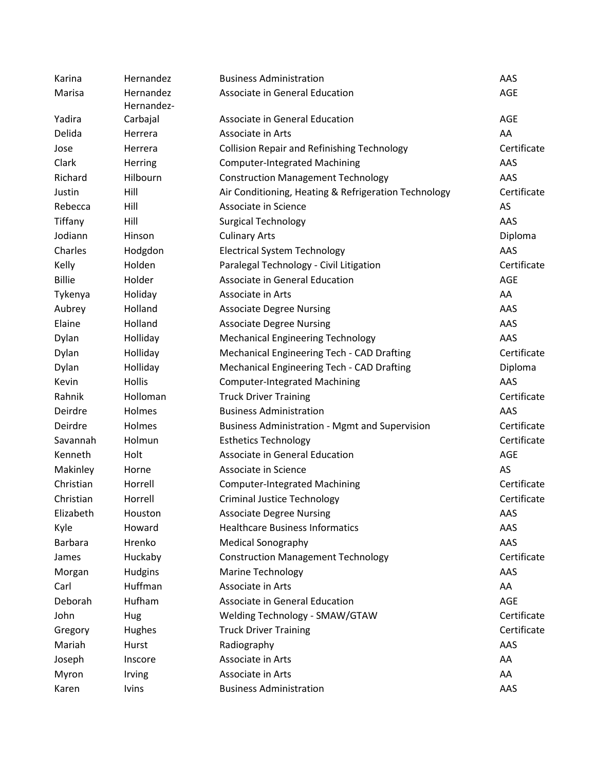| | | | |
|---|---|---|---|
| Karina | Hernandez | Business Administration | AAS |
| Marisa | Hernandez | Associate in General Education | AGE |
| Yadira | Hernandez-Carbajal | Associate in General Education | AGE |
| Delida | Herrera | Associate in Arts | AA |
| Jose | Herrera | Collision Repair and Refinishing Technology | Certificate |
| Clark | Herring | Computer-Integrated Machining | AAS |
| Richard | Hilbourn | Construction Management Technology | AAS |
| Justin | Hill | Air Conditioning, Heating & Refrigeration Technology | Certificate |
| Rebecca | Hill | Associate in Science | AS |
| Tiffany | Hill | Surgical Technology | AAS |
| Jodiann | Hinson | Culinary Arts | Diploma |
| Charles | Hodgdon | Electrical System Technology | AAS |
| Kelly | Holden | Paralegal Technology - Civil Litigation | Certificate |
| Billie | Holder | Associate in General Education | AGE |
| Tykenya | Holiday | Associate in Arts | AA |
| Aubrey | Holland | Associate Degree Nursing | AAS |
| Elaine | Holland | Associate Degree Nursing | AAS |
| Dylan | Holliday | Mechanical Engineering Technology | AAS |
| Dylan | Holliday | Mechanical Engineering Tech - CAD Drafting | Certificate |
| Dylan | Holliday | Mechanical Engineering Tech - CAD Drafting | Diploma |
| Kevin | Hollis | Computer-Integrated Machining | AAS |
| Rahnik | Holloman | Truck Driver Training | Certificate |
| Deirdre | Holmes | Business Administration | AAS |
| Deirdre | Holmes | Business Administration - Mgmt and Supervision | Certificate |
| Savannah | Holmun | Esthetics Technology | Certificate |
| Kenneth | Holt | Associate in General Education | AGE |
| Makinley | Horne | Associate in Science | AS |
| Christian | Horrell | Computer-Integrated Machining | Certificate |
| Christian | Horrell | Criminal Justice Technology | Certificate |
| Elizabeth | Houston | Associate Degree Nursing | AAS |
| Kyle | Howard | Healthcare Business Informatics | AAS |
| Barbara | Hrenko | Medical Sonography | AAS |
| James | Huckaby | Construction Management Technology | Certificate |
| Morgan | Hudgins | Marine Technology | AAS |
| Carl | Huffman | Associate in Arts | AA |
| Deborah | Hufham | Associate in General Education | AGE |
| John | Hug | Welding Technology - SMAW/GTAW | Certificate |
| Gregory | Hughes | Truck Driver Training | Certificate |
| Mariah | Hurst | Radiography | AAS |
| Joseph | Inscore | Associate in Arts | AA |
| Myron | Irving | Associate in Arts | AA |
| Karen | Ivins | Business Administration | AAS |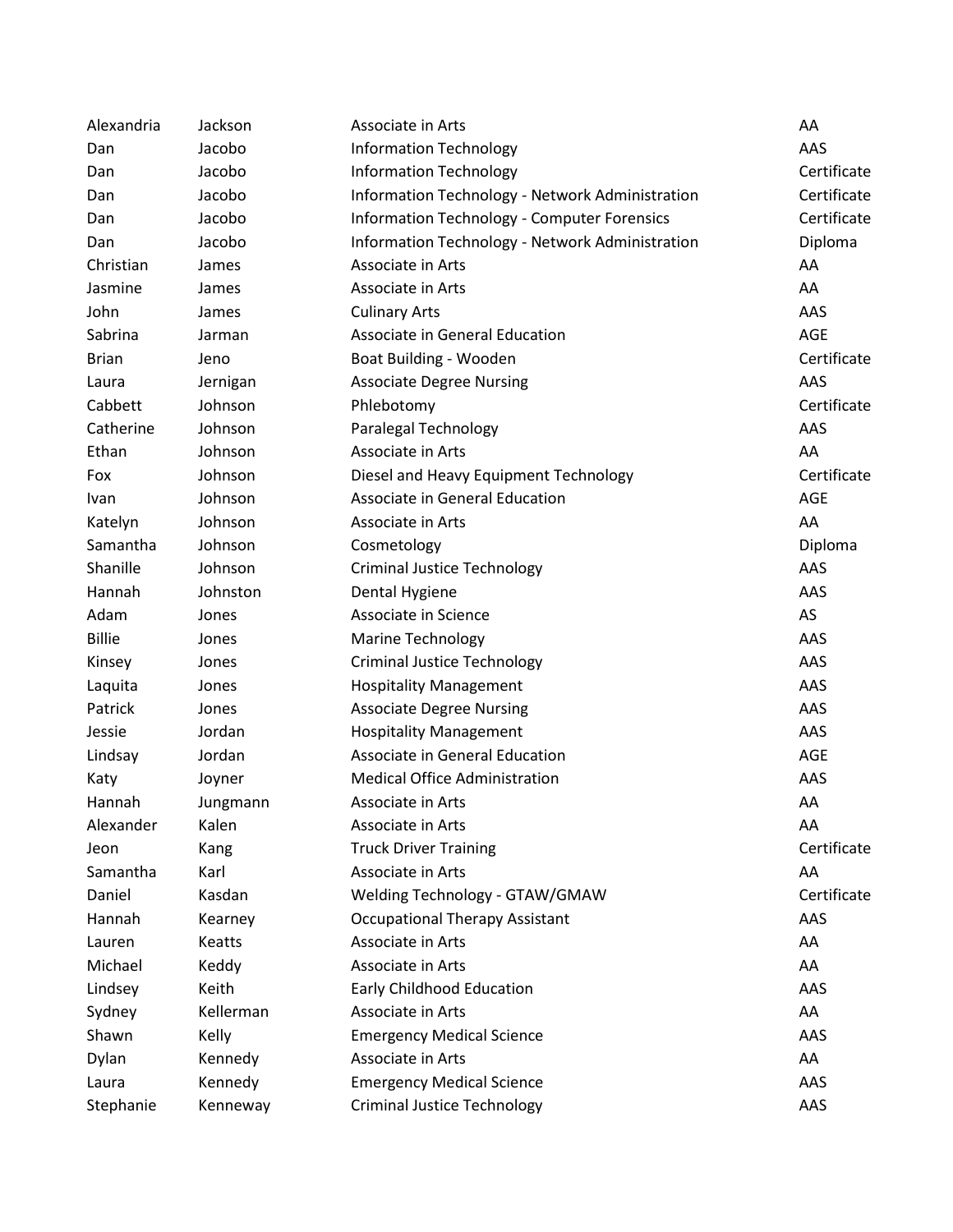| | | | |
|---|---|---|---|
| Alexandria | Jackson | Associate in Arts | AA |
| Dan | Jacobo | Information Technology | AAS |
| Dan | Jacobo | Information Technology | Certificate |
| Dan | Jacobo | Information Technology - Network Administration | Certificate |
| Dan | Jacobo | Information Technology - Computer Forensics | Certificate |
| Dan | Jacobo | Information Technology - Network Administration | Diploma |
| Christian | James | Associate in Arts | AA |
| Jasmine | James | Associate in Arts | AA |
| John | James | Culinary Arts | AAS |
| Sabrina | Jarman | Associate in General Education | AGE |
| Brian | Jeno | Boat Building - Wooden | Certificate |
| Laura | Jernigan | Associate Degree Nursing | AAS |
| Cabbett | Johnson | Phlebotomy | Certificate |
| Catherine | Johnson | Paralegal Technology | AAS |
| Ethan | Johnson | Associate in Arts | AA |
| Fox | Johnson | Diesel and Heavy Equipment Technology | Certificate |
| Ivan | Johnson | Associate in General Education | AGE |
| Katelyn | Johnson | Associate in Arts | AA |
| Samantha | Johnson | Cosmetology | Diploma |
| Shanille | Johnson | Criminal Justice Technology | AAS |
| Hannah | Johnston | Dental Hygiene | AAS |
| Adam | Jones | Associate in Science | AS |
| Billie | Jones | Marine Technology | AAS |
| Kinsey | Jones | Criminal Justice Technology | AAS |
| Laquita | Jones | Hospitality Management | AAS |
| Patrick | Jones | Associate Degree Nursing | AAS |
| Jessie | Jordan | Hospitality Management | AAS |
| Lindsay | Jordan | Associate in General Education | AGE |
| Katy | Joyner | Medical Office Administration | AAS |
| Hannah | Jungmann | Associate in Arts | AA |
| Alexander | Kalen | Associate in Arts | AA |
| Jeon | Kang | Truck Driver Training | Certificate |
| Samantha | Karl | Associate in Arts | AA |
| Daniel | Kasdan | Welding Technology - GTAW/GMAW | Certificate |
| Hannah | Kearney | Occupational Therapy Assistant | AAS |
| Lauren | Keatts | Associate in Arts | AA |
| Michael | Keddy | Associate in Arts | AA |
| Lindsey | Keith | Early Childhood Education | AAS |
| Sydney | Kellerman | Associate in Arts | AA |
| Shawn | Kelly | Emergency Medical Science | AAS |
| Dylan | Kennedy | Associate in Arts | AA |
| Laura | Kennedy | Emergency Medical Science | AAS |
| Stephanie | Kenneway | Criminal Justice Technology | AAS |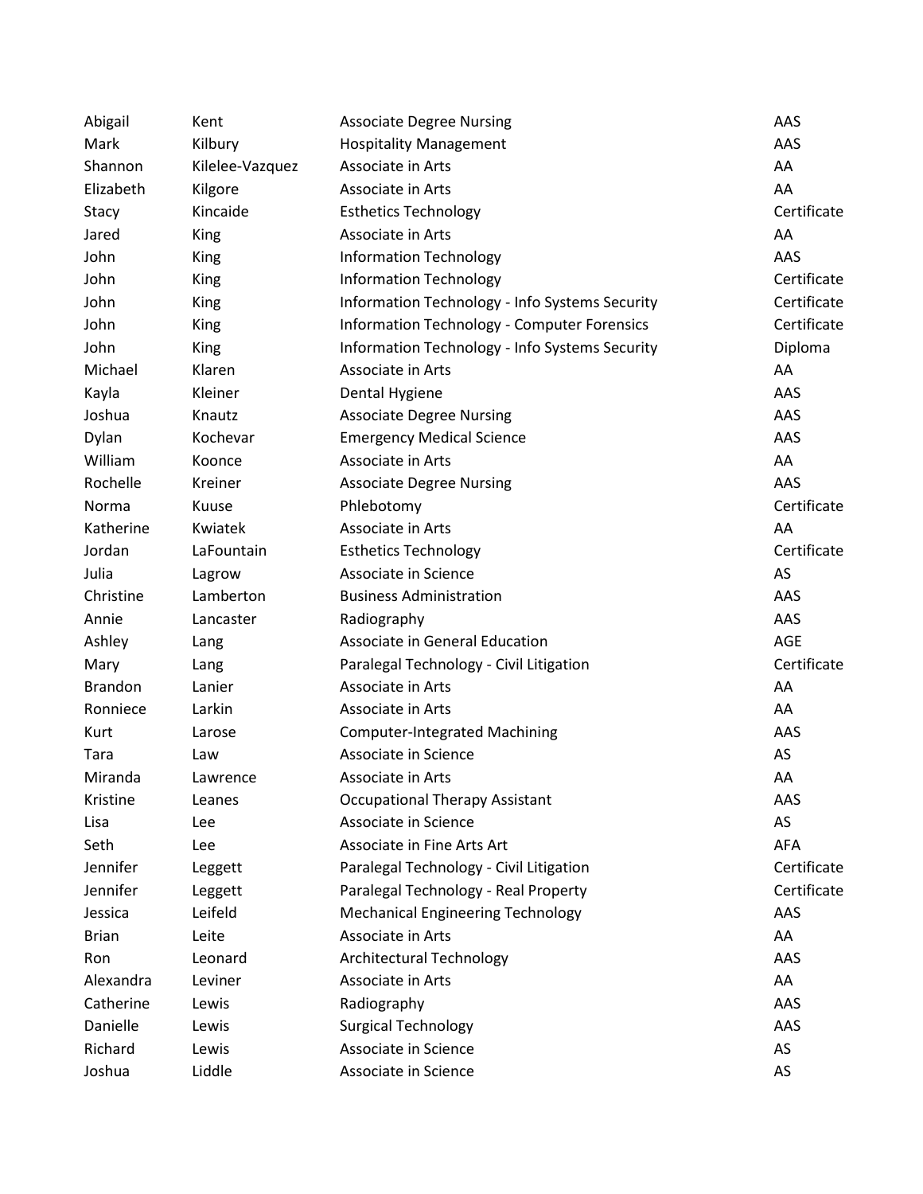| | | | |
|---|---|---|---|
| Abigail | Kent | Associate Degree Nursing | AAS |
| Mark | Kilbury | Hospitality Management | AAS |
| Shannon | Kilelee-Vazquez | Associate in Arts | AA |
| Elizabeth | Kilgore | Associate in Arts | AA |
| Stacy | Kincaide | Esthetics Technology | Certificate |
| Jared | King | Associate in Arts | AA |
| John | King | Information Technology | AAS |
| John | King | Information Technology | Certificate |
| John | King | Information Technology - Info Systems Security | Certificate |
| John | King | Information Technology - Computer Forensics | Certificate |
| John | King | Information Technology - Info Systems Security | Diploma |
| Michael | Klaren | Associate in Arts | AA |
| Kayla | Kleiner | Dental Hygiene | AAS |
| Joshua | Knautz | Associate Degree Nursing | AAS |
| Dylan | Kochevar | Emergency Medical Science | AAS |
| William | Koonce | Associate in Arts | AA |
| Rochelle | Kreiner | Associate Degree Nursing | AAS |
| Norma | Kuuse | Phlebotomy | Certificate |
| Katherine | Kwiatek | Associate in Arts | AA |
| Jordan | LaFountain | Esthetics Technology | Certificate |
| Julia | Lagrow | Associate in Science | AS |
| Christine | Lamberton | Business Administration | AAS |
| Annie | Lancaster | Radiography | AAS |
| Ashley | Lang | Associate in General Education | AGE |
| Mary | Lang | Paralegal Technology - Civil Litigation | Certificate |
| Brandon | Lanier | Associate in Arts | AA |
| Ronniece | Larkin | Associate in Arts | AA |
| Kurt | Larose | Computer-Integrated Machining | AAS |
| Tara | Law | Associate in Science | AS |
| Miranda | Lawrence | Associate in Arts | AA |
| Kristine | Leanes | Occupational Therapy Assistant | AAS |
| Lisa | Lee | Associate in Science | AS |
| Seth | Lee | Associate in Fine Arts Art | AFA |
| Jennifer | Leggett | Paralegal Technology - Civil Litigation | Certificate |
| Jennifer | Leggett | Paralegal Technology - Real Property | Certificate |
| Jessica | Leifeld | Mechanical Engineering Technology | AAS |
| Brian | Leite | Associate in Arts | AA |
| Ron | Leonard | Architectural Technology | AAS |
| Alexandra | Leviner | Associate in Arts | AA |
| Catherine | Lewis | Radiography | AAS |
| Danielle | Lewis | Surgical Technology | AAS |
| Richard | Lewis | Associate in Science | AS |
| Joshua | Liddle | Associate in Science | AS |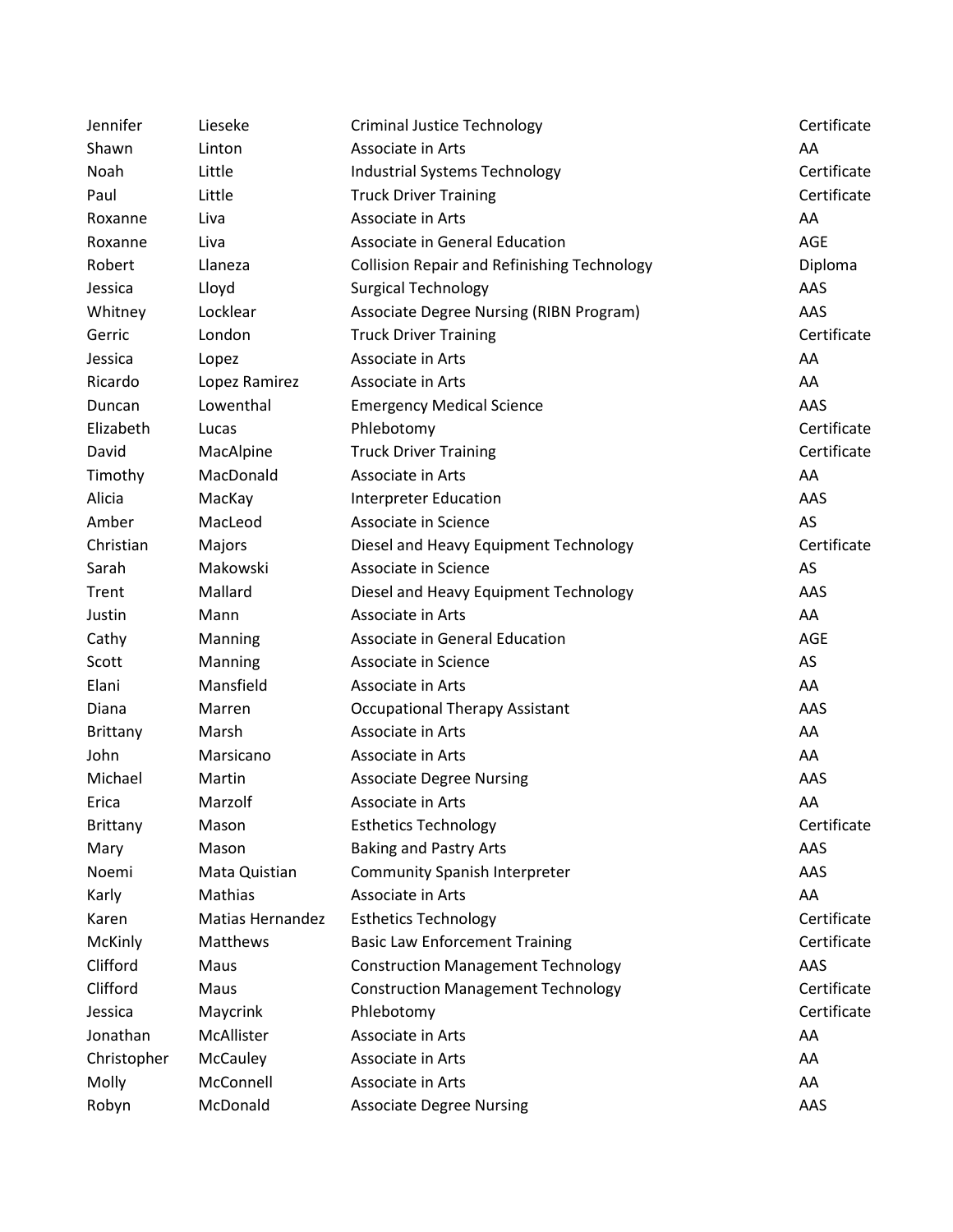| | | | |
|---|---|---|---|
| Jennifer | Lieseke | Criminal Justice Technology | Certificate |
| Shawn | Linton | Associate in Arts | AA |
| Noah | Little | Industrial Systems Technology | Certificate |
| Paul | Little | Truck Driver Training | Certificate |
| Roxanne | Liva | Associate in Arts | AA |
| Roxanne | Liva | Associate in General Education | AGE |
| Robert | Llaneza | Collision Repair and Refinishing Technology | Diploma |
| Jessica | Lloyd | Surgical Technology | AAS |
| Whitney | Locklear | Associate Degree Nursing (RIBN Program) | AAS |
| Gerric | London | Truck Driver Training | Certificate |
| Jessica | Lopez | Associate in Arts | AA |
| Ricardo | Lopez Ramirez | Associate in Arts | AA |
| Duncan | Lowenthal | Emergency Medical Science | AAS |
| Elizabeth | Lucas | Phlebotomy | Certificate |
| David | MacAlpine | Truck Driver Training | Certificate |
| Timothy | MacDonald | Associate in Arts | AA |
| Alicia | MacKay | Interpreter Education | AAS |
| Amber | MacLeod | Associate in Science | AS |
| Christian | Majors | Diesel and Heavy Equipment Technology | Certificate |
| Sarah | Makowski | Associate in Science | AS |
| Trent | Mallard | Diesel and Heavy Equipment Technology | AAS |
| Justin | Mann | Associate in Arts | AA |
| Cathy | Manning | Associate in General Education | AGE |
| Scott | Manning | Associate in Science | AS |
| Elani | Mansfield | Associate in Arts | AA |
| Diana | Marren | Occupational Therapy Assistant | AAS |
| Brittany | Marsh | Associate in Arts | AA |
| John | Marsicano | Associate in Arts | AA |
| Michael | Martin | Associate Degree Nursing | AAS |
| Erica | Marzolf | Associate in Arts | AA |
| Brittany | Mason | Esthetics Technology | Certificate |
| Mary | Mason | Baking and Pastry Arts | AAS |
| Noemi | Mata Quistian | Community Spanish Interpreter | AAS |
| Karly | Mathias | Associate in Arts | AA |
| Karen | Matias Hernandez | Esthetics Technology | Certificate |
| McKinly | Matthews | Basic Law Enforcement Training | Certificate |
| Clifford | Maus | Construction Management Technology | AAS |
| Clifford | Maus | Construction Management Technology | Certificate |
| Jessica | Maycrink | Phlebotomy | Certificate |
| Jonathan | McAllister | Associate in Arts | AA |
| Christopher | McCauley | Associate in Arts | AA |
| Molly | McConnell | Associate in Arts | AA |
| Robyn | McDonald | Associate Degree Nursing | AAS |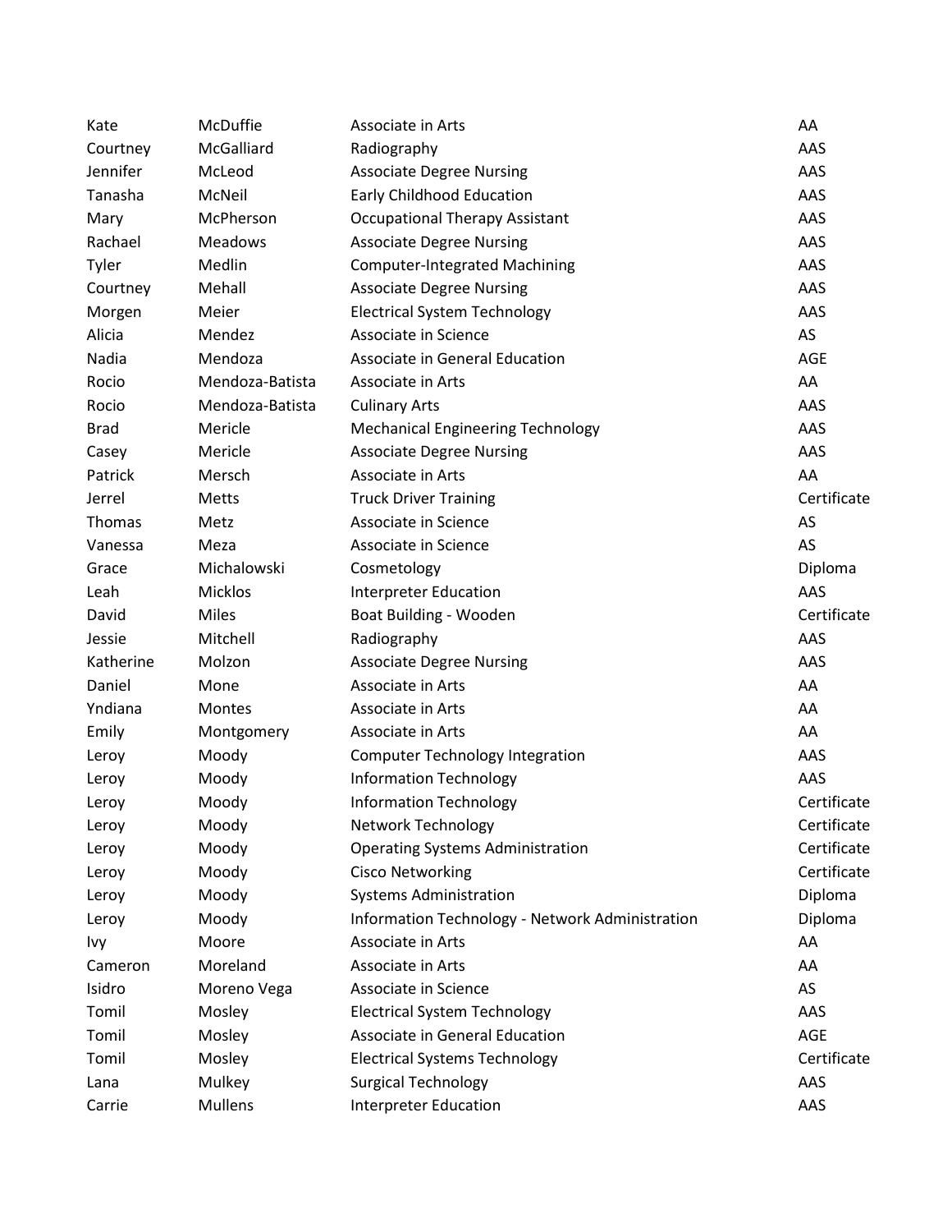| Kate | McDuffie | Associate in Arts | AA |
|---|---|---|---|
| Courtney | McGalliard | Radiography | AAS |
| Jennifer | McLeod | Associate Degree Nursing | AAS |
| Tanasha | McNeil | Early Childhood Education | AAS |
| Mary | McPherson | Occupational Therapy Assistant | AAS |
| Rachael | Meadows | Associate Degree Nursing | AAS |
| Tyler | Medlin | Computer-Integrated Machining | AAS |
| Courtney | Mehall | Associate Degree Nursing | AAS |
| Morgen | Meier | Electrical System Technology | AAS |
| Alicia | Mendez | Associate in Science | AS |
| Nadia | Mendoza | Associate in General Education | AGE |
| Rocio | Mendoza-Batista | Associate in Arts | AA |
| Rocio | Mendoza-Batista | Culinary Arts | AAS |
| Brad | Mericle | Mechanical Engineering Technology | AAS |
| Casey | Mericle | Associate Degree Nursing | AAS |
| Patrick | Mersch | Associate in Arts | AA |
| Jerrel | Metts | Truck Driver Training | Certificate |
| Thomas | Metz | Associate in Science | AS |
| Vanessa | Meza | Associate in Science | AS |
| Grace | Michalowski | Cosmetology | Diploma |
| Leah | Micklos | Interpreter Education | AAS |
| David | Miles | Boat Building - Wooden | Certificate |
| Jessie | Mitchell | Radiography | AAS |
| Katherine | Molzon | Associate Degree Nursing | AAS |
| Daniel | Mone | Associate in Arts | AA |
| Yndiana | Montes | Associate in Arts | AA |
| Emily | Montgomery | Associate in Arts | AA |
| Leroy | Moody | Computer Technology Integration | AAS |
| Leroy | Moody | Information Technology | AAS |
| Leroy | Moody | Information Technology | Certificate |
| Leroy | Moody | Network Technology | Certificate |
| Leroy | Moody | Operating Systems Administration | Certificate |
| Leroy | Moody | Cisco Networking | Certificate |
| Leroy | Moody | Systems Administration | Diploma |
| Leroy | Moody | Information Technology - Network Administration | Diploma |
| Ivy | Moore | Associate in Arts | AA |
| Cameron | Moreland | Associate in Arts | AA |
| Isidro | Moreno Vega | Associate in Science | AS |
| Tomil | Mosley | Electrical System Technology | AAS |
| Tomil | Mosley | Associate in General Education | AGE |
| Tomil | Mosley | Electrical Systems Technology | Certificate |
| Lana | Mulkey | Surgical Technology | AAS |
| Carrie | Mullens | Interpreter Education | AAS |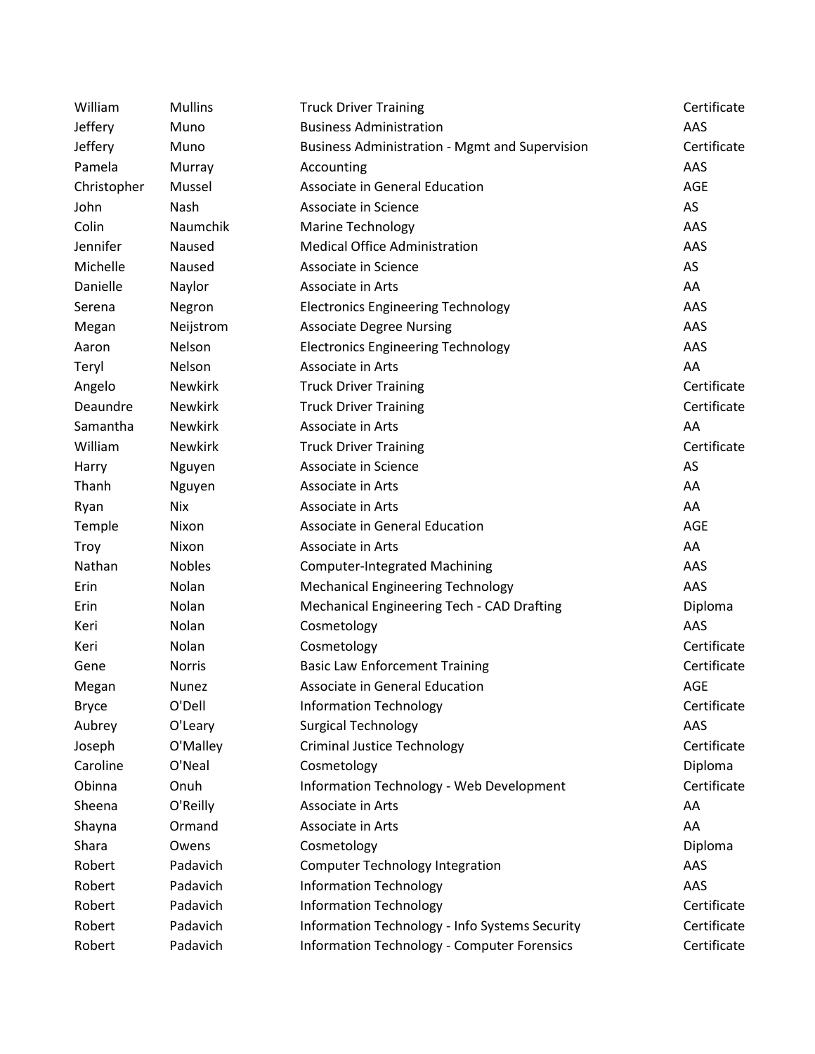| | | | |
|---|---|---|---|
| William | Mullins | Truck Driver Training | Certificate |
| Jeffery | Muno | Business Administration | AAS |
| Jeffery | Muno | Business Administration - Mgmt and Supervision | Certificate |
| Pamela | Murray | Accounting | AAS |
| Christopher | Mussel | Associate in General Education | AGE |
| John | Nash | Associate in Science | AS |
| Colin | Naumchik | Marine Technology | AAS |
| Jennifer | Naused | Medical Office Administration | AAS |
| Michelle | Naused | Associate in Science | AS |
| Danielle | Naylor | Associate in Arts | AA |
| Serena | Negron | Electronics Engineering Technology | AAS |
| Megan | Neijstrom | Associate Degree Nursing | AAS |
| Aaron | Nelson | Electronics Engineering Technology | AAS |
| Teryl | Nelson | Associate in Arts | AA |
| Angelo | Newkirk | Truck Driver Training | Certificate |
| Deaundre | Newkirk | Truck Driver Training | Certificate |
| Samantha | Newkirk | Associate in Arts | AA |
| William | Newkirk | Truck Driver Training | Certificate |
| Harry | Nguyen | Associate in Science | AS |
| Thanh | Nguyen | Associate in Arts | AA |
| Ryan | Nix | Associate in Arts | AA |
| Temple | Nixon | Associate in General Education | AGE |
| Troy | Nixon | Associate in Arts | AA |
| Nathan | Nobles | Computer-Integrated Machining | AAS |
| Erin | Nolan | Mechanical Engineering Technology | AAS |
| Erin | Nolan | Mechanical Engineering Tech - CAD Drafting | Diploma |
| Keri | Nolan | Cosmetology | AAS |
| Keri | Nolan | Cosmetology | Certificate |
| Gene | Norris | Basic Law Enforcement Training | Certificate |
| Megan | Nunez | Associate in General Education | AGE |
| Bryce | O'Dell | Information Technology | Certificate |
| Aubrey | O'Leary | Surgical Technology | AAS |
| Joseph | O'Malley | Criminal Justice Technology | Certificate |
| Caroline | O'Neal | Cosmetology | Diploma |
| Obinna | Onuh | Information Technology - Web Development | Certificate |
| Sheena | O'Reilly | Associate in Arts | AA |
| Shayna | Ormand | Associate in Arts | AA |
| Shara | Owens | Cosmetology | Diploma |
| Robert | Padavich | Computer Technology Integration | AAS |
| Robert | Padavich | Information Technology | AAS |
| Robert | Padavich | Information Technology | Certificate |
| Robert | Padavich | Information Technology - Info Systems Security | Certificate |
| Robert | Padavich | Information Technology - Computer Forensics | Certificate |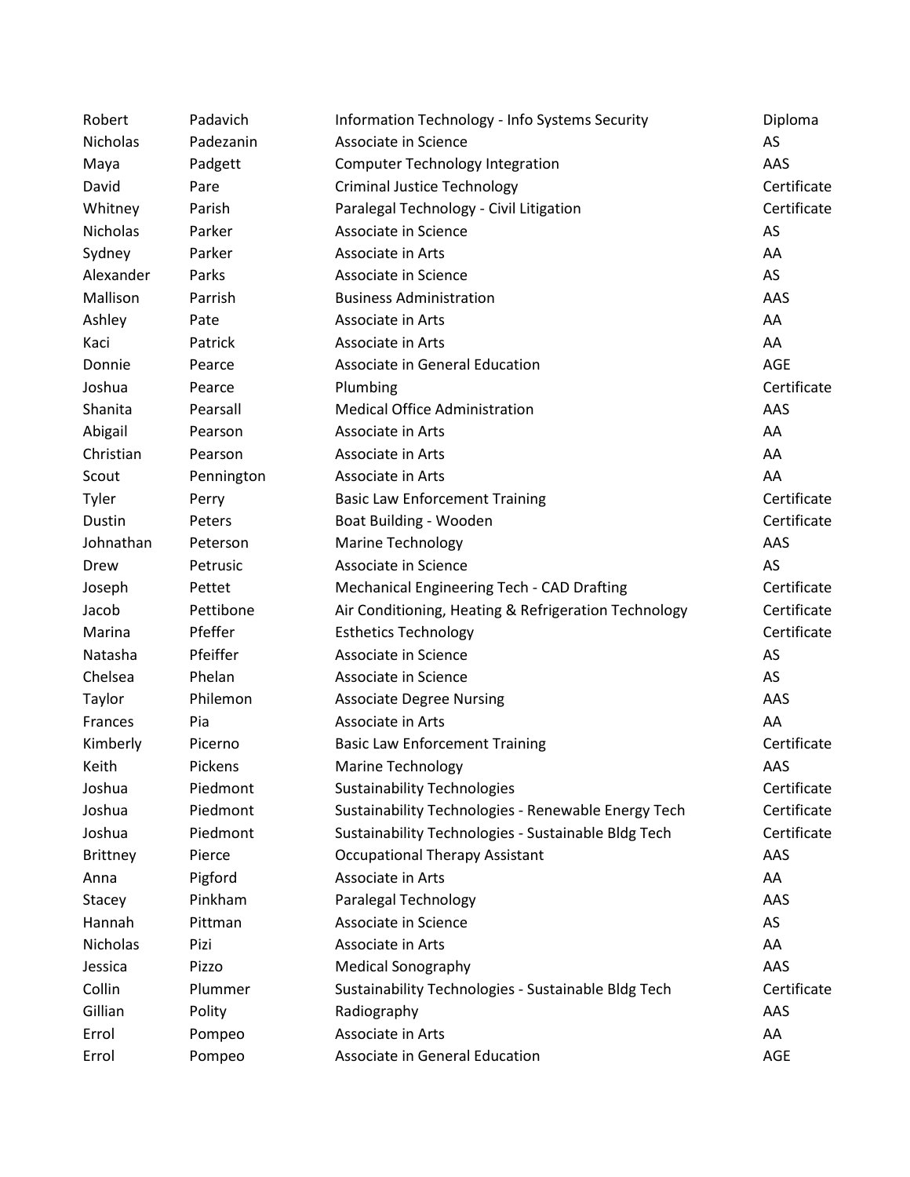| | | | |
|---|---|---|---|
| Robert | Padavich | Information Technology - Info Systems Security | Diploma |
| Nicholas | Padezanin | Associate in Science | AS |
| Maya | Padgett | Computer Technology Integration | AAS |
| David | Pare | Criminal Justice Technology | Certificate |
| Whitney | Parish | Paralegal Technology - Civil Litigation | Certificate |
| Nicholas | Parker | Associate in Science | AS |
| Sydney | Parker | Associate in Arts | AA |
| Alexander | Parks | Associate in Science | AS |
| Mallison | Parrish | Business Administration | AAS |
| Ashley | Pate | Associate in Arts | AA |
| Kaci | Patrick | Associate in Arts | AA |
| Donnie | Pearce | Associate in General Education | AGE |
| Joshua | Pearce | Plumbing | Certificate |
| Shanita | Pearsall | Medical Office Administration | AAS |
| Abigail | Pearson | Associate in Arts | AA |
| Christian | Pearson | Associate in Arts | AA |
| Scout | Pennington | Associate in Arts | AA |
| Tyler | Perry | Basic Law Enforcement Training | Certificate |
| Dustin | Peters | Boat Building - Wooden | Certificate |
| Johnathan | Peterson | Marine Technology | AAS |
| Drew | Petrusic | Associate in Science | AS |
| Joseph | Pettet | Mechanical Engineering Tech - CAD Drafting | Certificate |
| Jacob | Pettibone | Air Conditioning, Heating & Refrigeration Technology | Certificate |
| Marina | Pfeffer | Esthetics Technology | Certificate |
| Natasha | Pfeiffer | Associate in Science | AS |
| Chelsea | Phelan | Associate in Science | AS |
| Taylor | Philemon | Associate Degree Nursing | AAS |
| Frances | Pia | Associate in Arts | AA |
| Kimberly | Picerno | Basic Law Enforcement Training | Certificate |
| Keith | Pickens | Marine Technology | AAS |
| Joshua | Piedmont | Sustainability Technologies | Certificate |
| Joshua | Piedmont | Sustainability Technologies - Renewable Energy Tech | Certificate |
| Joshua | Piedmont | Sustainability Technologies - Sustainable Bldg Tech | Certificate |
| Brittney | Pierce | Occupational Therapy Assistant | AAS |
| Anna | Pigford | Associate in Arts | AA |
| Stacey | Pinkham | Paralegal Technology | AAS |
| Hannah | Pittman | Associate in Science | AS |
| Nicholas | Pizi | Associate in Arts | AA |
| Jessica | Pizzo | Medical Sonography | AAS |
| Collin | Plummer | Sustainability Technologies - Sustainable Bldg Tech | Certificate |
| Gillian | Polity | Radiography | AAS |
| Errol | Pompeo | Associate in Arts | AA |
| Errol | Pompeo | Associate in General Education | AGE |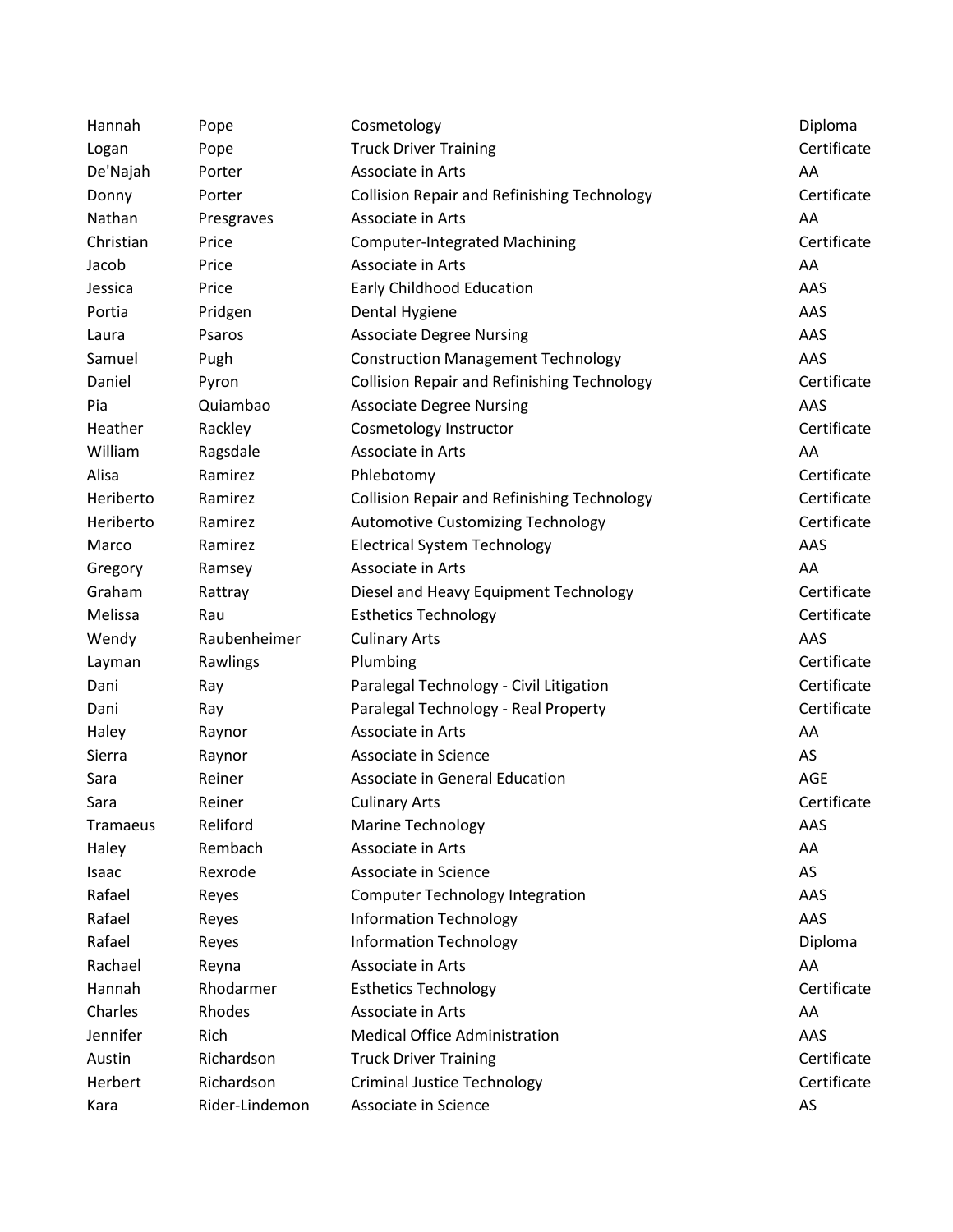| | | | |
|---|---|---|---|
| Hannah | Pope | Cosmetology | Diploma |
| Logan | Pope | Truck Driver Training | Certificate |
| De'Najah | Porter | Associate in Arts | AA |
| Donny | Porter | Collision Repair and Refinishing Technology | Certificate |
| Nathan | Presgraves | Associate in Arts | AA |
| Christian | Price | Computer-Integrated Machining | Certificate |
| Jacob | Price | Associate in Arts | AA |
| Jessica | Price | Early Childhood Education | AAS |
| Portia | Pridgen | Dental Hygiene | AAS |
| Laura | Psaros | Associate Degree Nursing | AAS |
| Samuel | Pugh | Construction Management Technology | AAS |
| Daniel | Pyron | Collision Repair and Refinishing Technology | Certificate |
| Pia | Quiambao | Associate Degree Nursing | AAS |
| Heather | Rackley | Cosmetology Instructor | Certificate |
| William | Ragsdale | Associate in Arts | AA |
| Alisa | Ramirez | Phlebotomy | Certificate |
| Heriberto | Ramirez | Collision Repair and Refinishing Technology | Certificate |
| Heriberto | Ramirez | Automotive Customizing Technology | Certificate |
| Marco | Ramirez | Electrical System Technology | AAS |
| Gregory | Ramsey | Associate in Arts | AA |
| Graham | Rattray | Diesel and Heavy Equipment Technology | Certificate |
| Melissa | Rau | Esthetics Technology | Certificate |
| Wendy | Raubenheimer | Culinary Arts | AAS |
| Layman | Rawlings | Plumbing | Certificate |
| Dani | Ray | Paralegal Technology - Civil Litigation | Certificate |
| Dani | Ray | Paralegal Technology - Real Property | Certificate |
| Haley | Raynor | Associate in Arts | AA |
| Sierra | Raynor | Associate in Science | AS |
| Sara | Reiner | Associate in General Education | AGE |
| Sara | Reiner | Culinary Arts | Certificate |
| Tramaeus | Reliford | Marine Technology | AAS |
| Haley | Rembach | Associate in Arts | AA |
| Isaac | Rexrode | Associate in Science | AS |
| Rafael | Reyes | Computer Technology Integration | AAS |
| Rafael | Reyes | Information Technology | AAS |
| Rafael | Reyes | Information Technology | Diploma |
| Rachael | Reyna | Associate in Arts | AA |
| Hannah | Rhodarmer | Esthetics Technology | Certificate |
| Charles | Rhodes | Associate in Arts | AA |
| Jennifer | Rich | Medical Office Administration | AAS |
| Austin | Richardson | Truck Driver Training | Certificate |
| Herbert | Richardson | Criminal Justice Technology | Certificate |
| Kara | Rider-Lindemon | Associate in Science | AS |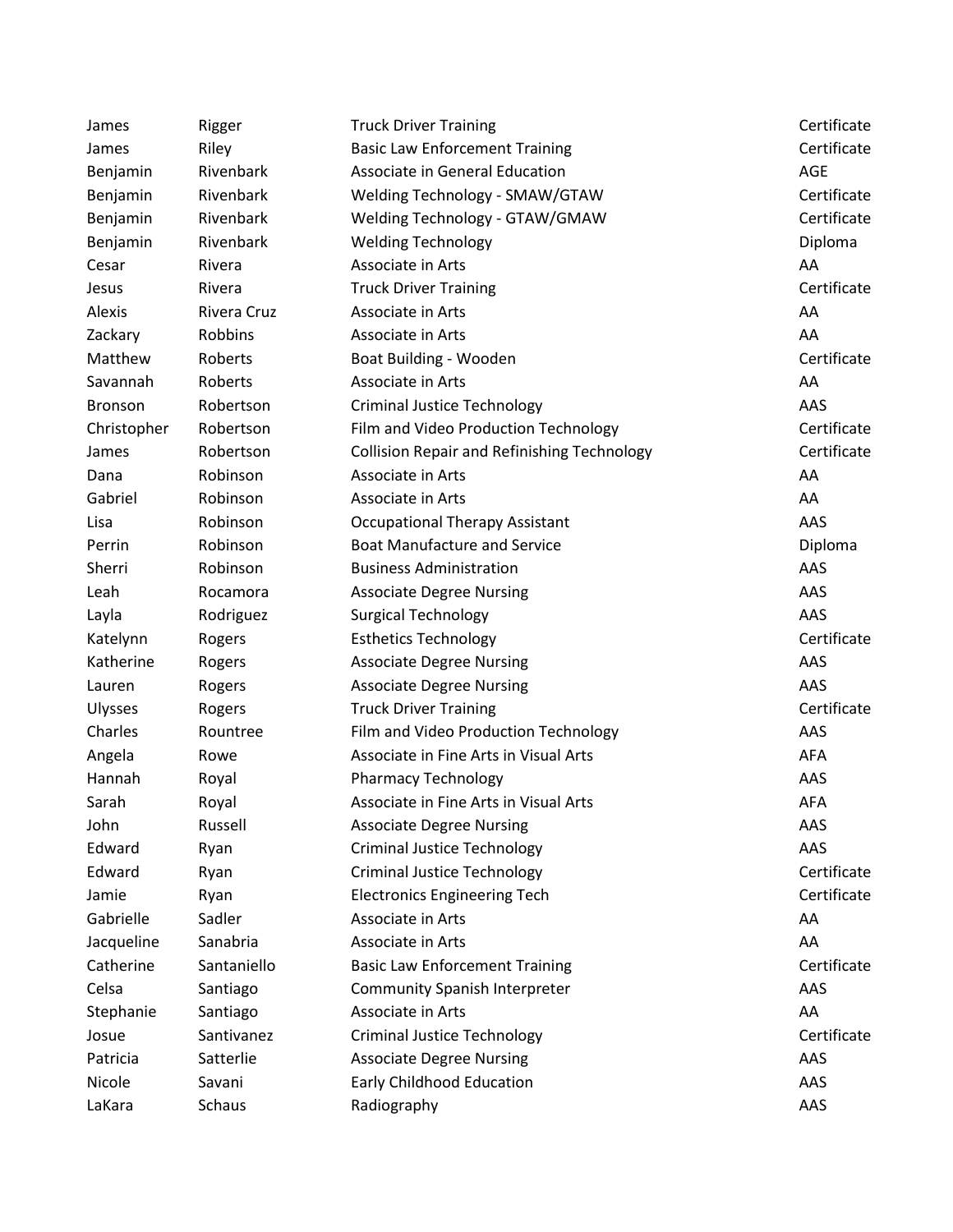| | | | |
|---|---|---|---|
| James | Rigger | Truck Driver Training | Certificate |
| James | Riley | Basic Law Enforcement Training | Certificate |
| Benjamin | Rivenbark | Associate in General Education | AGE |
| Benjamin | Rivenbark | Welding Technology - SMAW/GTAW | Certificate |
| Benjamin | Rivenbark | Welding Technology - GTAW/GMAW | Certificate |
| Benjamin | Rivenbark | Welding Technology | Diploma |
| Cesar | Rivera | Associate in Arts | AA |
| Jesus | Rivera | Truck Driver Training | Certificate |
| Alexis | Rivera Cruz | Associate in Arts | AA |
| Zackary | Robbins | Associate in Arts | AA |
| Matthew | Roberts | Boat Building - Wooden | Certificate |
| Savannah | Roberts | Associate in Arts | AA |
| Bronson | Robertson | Criminal Justice Technology | AAS |
| Christopher | Robertson | Film and Video Production Technology | Certificate |
| James | Robertson | Collision Repair and Refinishing Technology | Certificate |
| Dana | Robinson | Associate in Arts | AA |
| Gabriel | Robinson | Associate in Arts | AA |
| Lisa | Robinson | Occupational Therapy Assistant | AAS |
| Perrin | Robinson | Boat Manufacture and Service | Diploma |
| Sherri | Robinson | Business Administration | AAS |
| Leah | Rocamora | Associate Degree Nursing | AAS |
| Layla | Rodriguez | Surgical Technology | AAS |
| Katelynn | Rogers | Esthetics Technology | Certificate |
| Katherine | Rogers | Associate Degree Nursing | AAS |
| Lauren | Rogers | Associate Degree Nursing | AAS |
| Ulysses | Rogers | Truck Driver Training | Certificate |
| Charles | Rountree | Film and Video Production Technology | AAS |
| Angela | Rowe | Associate in Fine Arts in Visual Arts | AFA |
| Hannah | Royal | Pharmacy Technology | AAS |
| Sarah | Royal | Associate in Fine Arts in Visual Arts | AFA |
| John | Russell | Associate Degree Nursing | AAS |
| Edward | Ryan | Criminal Justice Technology | AAS |
| Edward | Ryan | Criminal Justice Technology | Certificate |
| Jamie | Ryan | Electronics Engineering Tech | Certificate |
| Gabrielle | Sadler | Associate in Arts | AA |
| Jacqueline | Sanabria | Associate in Arts | AA |
| Catherine | Santaniello | Basic Law Enforcement Training | Certificate |
| Celsa | Santiago | Community Spanish Interpreter | AAS |
| Stephanie | Santiago | Associate in Arts | AA |
| Josue | Santivanez | Criminal Justice Technology | Certificate |
| Patricia | Satterlie | Associate Degree Nursing | AAS |
| Nicole | Savani | Early Childhood Education | AAS |
| LaKara | Schaus | Radiography | AAS |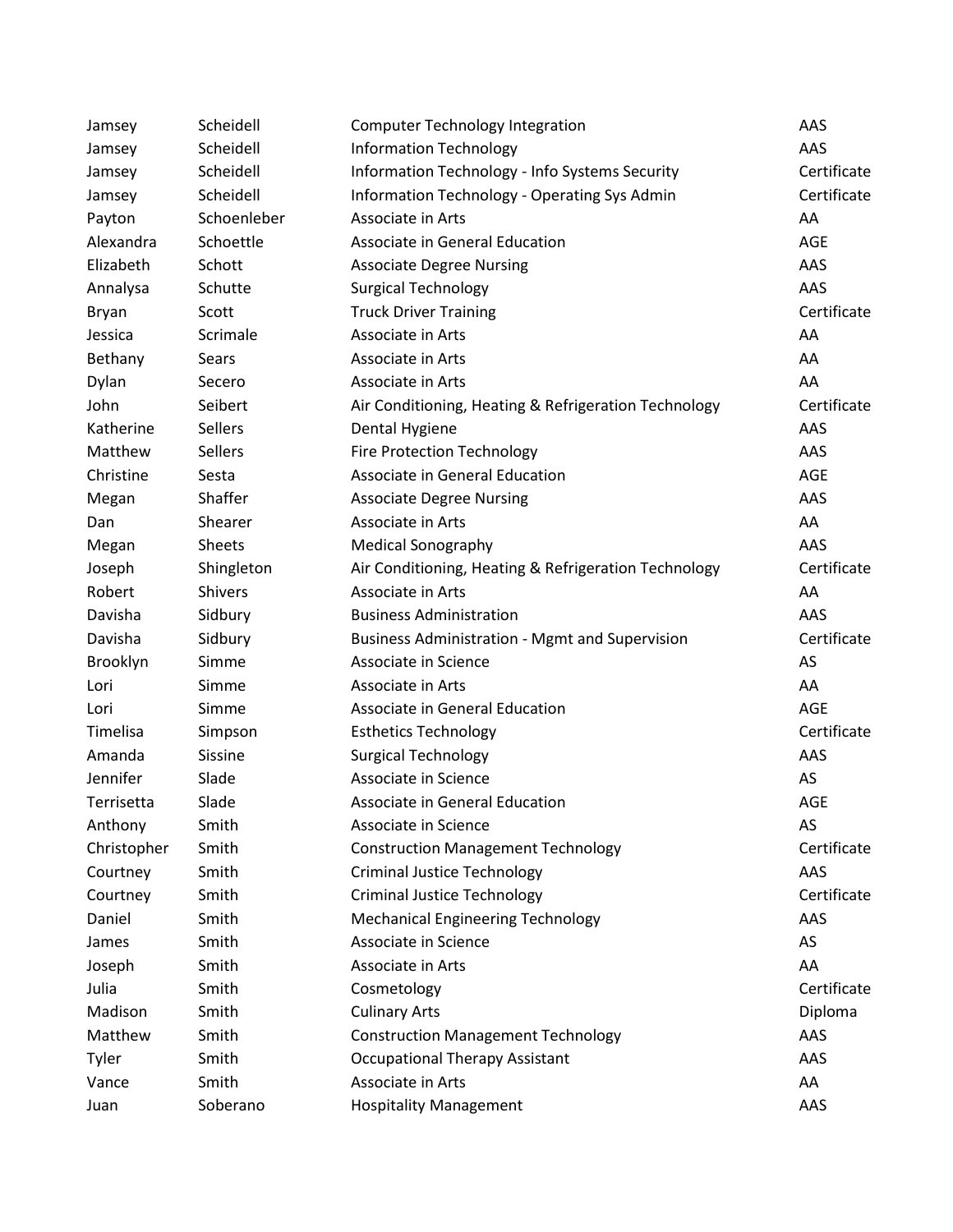| | | | |
|---|---|---|---|
| Jamsey | Scheidell | Computer Technology Integration | AAS |
| Jamsey | Scheidell | Information Technology | AAS |
| Jamsey | Scheidell | Information Technology - Info Systems Security | Certificate |
| Jamsey | Scheidell | Information Technology - Operating Sys Admin | Certificate |
| Payton | Schoenleber | Associate in Arts | AA |
| Alexandra | Schoettle | Associate in General Education | AGE |
| Elizabeth | Schott | Associate Degree Nursing | AAS |
| Annalysa | Schutte | Surgical Technology | AAS |
| Bryan | Scott | Truck Driver Training | Certificate |
| Jessica | Scrimale | Associate in Arts | AA |
| Bethany | Sears | Associate in Arts | AA |
| Dylan | Secero | Associate in Arts | AA |
| John | Seibert | Air Conditioning, Heating & Refrigeration Technology | Certificate |
| Katherine | Sellers | Dental Hygiene | AAS |
| Matthew | Sellers | Fire Protection Technology | AAS |
| Christine | Sesta | Associate in General Education | AGE |
| Megan | Shaffer | Associate Degree Nursing | AAS |
| Dan | Shearer | Associate in Arts | AA |
| Megan | Sheets | Medical Sonography | AAS |
| Joseph | Shingleton | Air Conditioning, Heating & Refrigeration Technology | Certificate |
| Robert | Shivers | Associate in Arts | AA |
| Davisha | Sidbury | Business Administration | AAS |
| Davisha | Sidbury | Business Administration - Mgmt and Supervision | Certificate |
| Brooklyn | Simme | Associate in Science | AS |
| Lori | Simme | Associate in Arts | AA |
| Lori | Simme | Associate in General Education | AGE |
| Timelisa | Simpson | Esthetics Technology | Certificate |
| Amanda | Sissine | Surgical Technology | AAS |
| Jennifer | Slade | Associate in Science | AS |
| Terrisetta | Slade | Associate in General Education | AGE |
| Anthony | Smith | Associate in Science | AS |
| Christopher | Smith | Construction Management Technology | Certificate |
| Courtney | Smith | Criminal Justice Technology | AAS |
| Courtney | Smith | Criminal Justice Technology | Certificate |
| Daniel | Smith | Mechanical Engineering Technology | AAS |
| James | Smith | Associate in Science | AS |
| Joseph | Smith | Associate in Arts | AA |
| Julia | Smith | Cosmetology | Certificate |
| Madison | Smith | Culinary Arts | Diploma |
| Matthew | Smith | Construction Management Technology | AAS |
| Tyler | Smith | Occupational Therapy Assistant | AAS |
| Vance | Smith | Associate in Arts | AA |
| Juan | Soberano | Hospitality Management | AAS |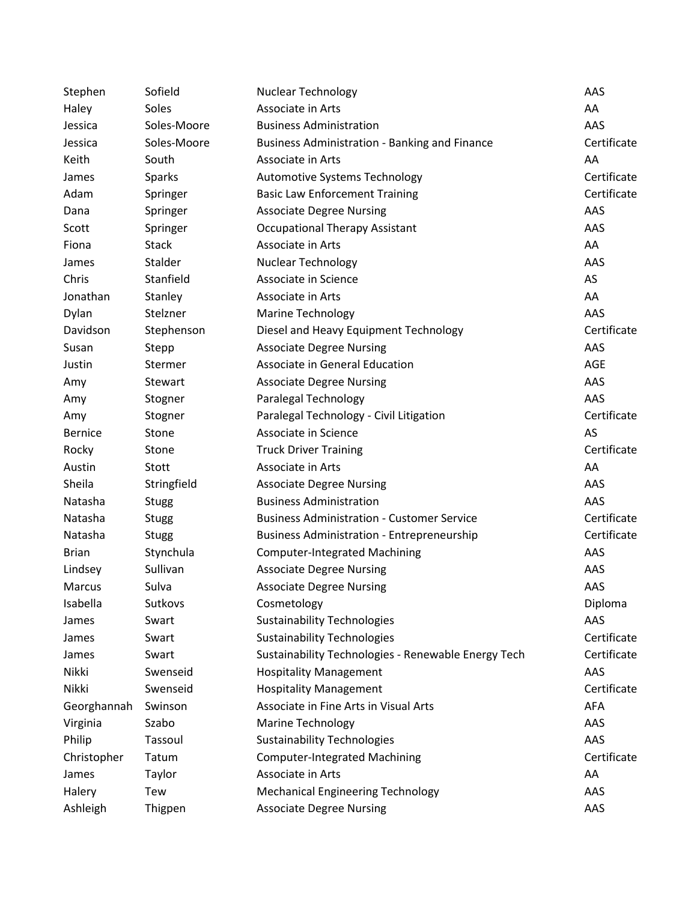| | | | |
|---|---|---|---|
| Stephen | Sofield | Nuclear Technology | AAS |
| Haley | Soles | Associate in Arts | AA |
| Jessica | Soles-Moore | Business Administration | AAS |
| Jessica | Soles-Moore | Business Administration - Banking and Finance | Certificate |
| Keith | South | Associate in Arts | AA |
| James | Sparks | Automotive Systems Technology | Certificate |
| Adam | Springer | Basic Law Enforcement Training | Certificate |
| Dana | Springer | Associate Degree Nursing | AAS |
| Scott | Springer | Occupational Therapy Assistant | AAS |
| Fiona | Stack | Associate in Arts | AA |
| James | Stalder | Nuclear Technology | AAS |
| Chris | Stanfield | Associate in Science | AS |
| Jonathan | Stanley | Associate in Arts | AA |
| Dylan | Stelzner | Marine Technology | AAS |
| Davidson | Stephenson | Diesel and Heavy Equipment Technology | Certificate |
| Susan | Stepp | Associate Degree Nursing | AAS |
| Justin | Stermer | Associate in General Education | AGE |
| Amy | Stewart | Associate Degree Nursing | AAS |
| Amy | Stogner | Paralegal Technology | AAS |
| Amy | Stogner | Paralegal Technology - Civil Litigation | Certificate |
| Bernice | Stone | Associate in Science | AS |
| Rocky | Stone | Truck Driver Training | Certificate |
| Austin | Stott | Associate in Arts | AA |
| Sheila | Stringfield | Associate Degree Nursing | AAS |
| Natasha | Stugg | Business Administration | AAS |
| Natasha | Stugg | Business Administration - Customer Service | Certificate |
| Natasha | Stugg | Business Administration - Entrepreneurship | Certificate |
| Brian | Stynchula | Computer-Integrated Machining | AAS |
| Lindsey | Sullivan | Associate Degree Nursing | AAS |
| Marcus | Sulva | Associate Degree Nursing | AAS |
| Isabella | Sutkovs | Cosmetology | Diploma |
| James | Swart | Sustainability Technologies | AAS |
| James | Swart | Sustainability Technologies | Certificate |
| James | Swart | Sustainability Technologies - Renewable Energy Tech | Certificate |
| Nikki | Swenseid | Hospitality Management | AAS |
| Nikki | Swenseid | Hospitality Management | Certificate |
| Georghannah | Swinson | Associate in Fine Arts in Visual Arts | AFA |
| Virginia | Szabo | Marine Technology | AAS |
| Philip | Tassoul | Sustainability Technologies | AAS |
| Christopher | Tatum | Computer-Integrated Machining | Certificate |
| James | Taylor | Associate in Arts | AA |
| Halery | Tew | Mechanical Engineering Technology | AAS |
| Ashleigh | Thigpen | Associate Degree Nursing | AAS |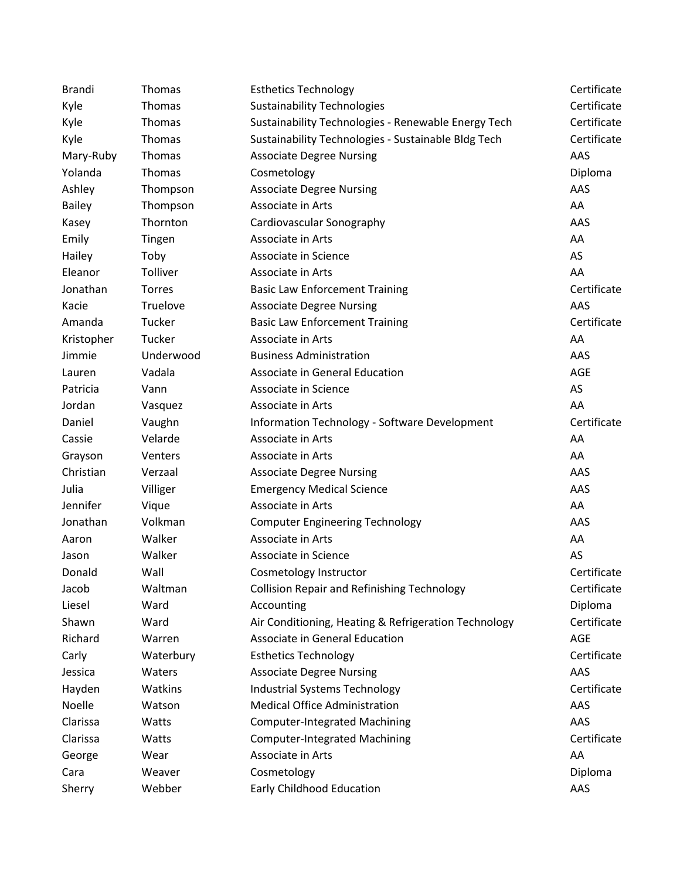| | | | |
|---|---|---|---|
| Brandi | Thomas | Esthetics Technology | Certificate |
| Kyle | Thomas | Sustainability Technologies | Certificate |
| Kyle | Thomas | Sustainability Technologies - Renewable Energy Tech | Certificate |
| Kyle | Thomas | Sustainability Technologies - Sustainable Bldg Tech | Certificate |
| Mary-Ruby | Thomas | Associate Degree Nursing | AAS |
| Yolanda | Thomas | Cosmetology | Diploma |
| Ashley | Thompson | Associate Degree Nursing | AAS |
| Bailey | Thompson | Associate in Arts | AA |
| Kasey | Thornton | Cardiovascular Sonography | AAS |
| Emily | Tingen | Associate in Arts | AA |
| Hailey | Toby | Associate in Science | AS |
| Eleanor | Tolliver | Associate in Arts | AA |
| Jonathan | Torres | Basic Law Enforcement Training | Certificate |
| Kacie | Truelove | Associate Degree Nursing | AAS |
| Amanda | Tucker | Basic Law Enforcement Training | Certificate |
| Kristopher | Tucker | Associate in Arts | AA |
| Jimmie | Underwood | Business Administration | AAS |
| Lauren | Vadala | Associate in General Education | AGE |
| Patricia | Vann | Associate in Science | AS |
| Jordan | Vasquez | Associate in Arts | AA |
| Daniel | Vaughn | Information Technology - Software Development | Certificate |
| Cassie | Velarde | Associate in Arts | AA |
| Grayson | Venters | Associate in Arts | AA |
| Christian | Verzaal | Associate Degree Nursing | AAS |
| Julia | Villiger | Emergency Medical Science | AAS |
| Jennifer | Vique | Associate in Arts | AA |
| Jonathan | Volkman | Computer Engineering Technology | AAS |
| Aaron | Walker | Associate in Arts | AA |
| Jason | Walker | Associate in Science | AS |
| Donald | Wall | Cosmetology Instructor | Certificate |
| Jacob | Waltman | Collision Repair and Refinishing Technology | Certificate |
| Liesel | Ward | Accounting | Diploma |
| Shawn | Ward | Air Conditioning, Heating & Refrigeration Technology | Certificate |
| Richard | Warren | Associate in General Education | AGE |
| Carly | Waterbury | Esthetics Technology | Certificate |
| Jessica | Waters | Associate Degree Nursing | AAS |
| Hayden | Watkins | Industrial Systems Technology | Certificate |
| Noelle | Watson | Medical Office Administration | AAS |
| Clarissa | Watts | Computer-Integrated Machining | AAS |
| Clarissa | Watts | Computer-Integrated Machining | Certificate |
| George | Wear | Associate in Arts | AA |
| Cara | Weaver | Cosmetology | Diploma |
| Sherry | Webber | Early Childhood Education | AAS |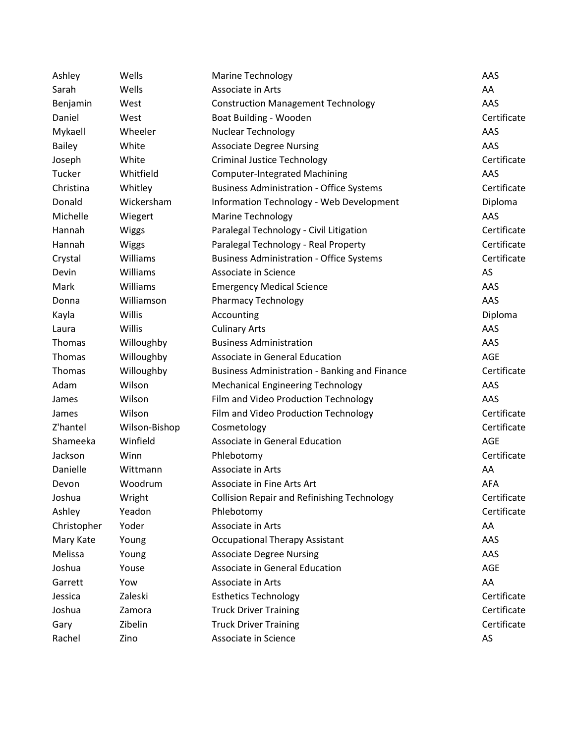| | | | |
|---|---|---|---|
| Ashley | Wells | Marine Technology | AAS |
| Sarah | Wells | Associate in Arts | AA |
| Benjamin | West | Construction Management Technology | AAS |
| Daniel | West | Boat Building - Wooden | Certificate |
| Mykaell | Wheeler | Nuclear Technology | AAS |
| Bailey | White | Associate Degree Nursing | AAS |
| Joseph | White | Criminal Justice Technology | Certificate |
| Tucker | Whitfield | Computer-Integrated Machining | AAS |
| Christina | Whitley | Business Administration - Office Systems | Certificate |
| Donald | Wickersham | Information Technology - Web Development | Diploma |
| Michelle | Wiegert | Marine Technology | AAS |
| Hannah | Wiggs | Paralegal Technology - Civil Litigation | Certificate |
| Hannah | Wiggs | Paralegal Technology - Real Property | Certificate |
| Crystal | Williams | Business Administration - Office Systems | Certificate |
| Devin | Williams | Associate in Science | AS |
| Mark | Williams | Emergency Medical Science | AAS |
| Donna | Williamson | Pharmacy Technology | AAS |
| Kayla | Willis | Accounting | Diploma |
| Laura | Willis | Culinary Arts | AAS |
| Thomas | Willoughby | Business Administration | AAS |
| Thomas | Willoughby | Associate in General Education | AGE |
| Thomas | Willoughby | Business Administration - Banking and Finance | Certificate |
| Adam | Wilson | Mechanical Engineering Technology | AAS |
| James | Wilson | Film and Video Production Technology | AAS |
| James | Wilson | Film and Video Production Technology | Certificate |
| Z'hantel | Wilson-Bishop | Cosmetology | Certificate |
| Shameeka | Winfield | Associate in General Education | AGE |
| Jackson | Winn | Phlebotomy | Certificate |
| Danielle | Wittmann | Associate in Arts | AA |
| Devon | Woodrum | Associate in Fine Arts Art | AFA |
| Joshua | Wright | Collision Repair and Refinishing Technology | Certificate |
| Ashley | Yeadon | Phlebotomy | Certificate |
| Christopher | Yoder | Associate in Arts | AA |
| Mary Kate | Young | Occupational Therapy Assistant | AAS |
| Melissa | Young | Associate Degree Nursing | AAS |
| Joshua | Youse | Associate in General Education | AGE |
| Garrett | Yow | Associate in Arts | AA |
| Jessica | Zaleski | Esthetics Technology | Certificate |
| Joshua | Zamora | Truck Driver Training | Certificate |
| Gary | Zibelin | Truck Driver Training | Certificate |
| Rachel | Zino | Associate in Science | AS |